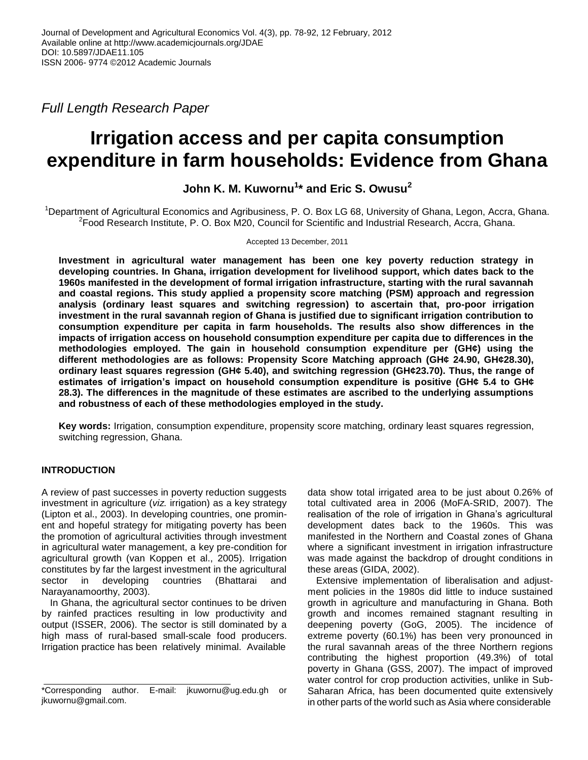*Full Length Research Paper*

# Irrigation access and per capita consumption expenditure in farm households: Evidence from Ghana

**John K. M. Kuwornu[1]* and Eric S. Owusu[2]**

[1]Department of Agricultural Economics and Agribusiness, P. O. Box LG 68, University of Ghana, Legon, Accra, Ghana.
[2]Food Research Institute, P. O. Box M20, Council for Scientific and Industrial Research, Accra, Ghana.

Accepted 13 December, 2011

**Investment in agricultural water management has been one key poverty reduction strategy in developing countries. In Ghana, irrigation development for livelihood support, which dates back to the 1960s manifested in the development of formal irrigation infrastructure, starting with the rural savannah and coastal regions. This study applied a propensity score matching (PSM) approach and regression analysis (ordinary least squares and switching regression) to ascertain that, pro-poor irrigation investment in the rural savannah region of Ghana is justified due to significant irrigation contribution to consumption expenditure per capita in farm households. The results also show differences in the impacts of irrigation access on household consumption expenditure per capita due to differences in the methodologies employed. The gain in household consumption expenditure per (GH¢) using the different methodologies are as follows: Propensity Score Matching approach (GH¢ 24.90, GH¢28.30), ordinary least squares regression (GH¢ 5.40), and switching regression (GH¢23.70). Thus, the range of estimates of irrigation's impact on household consumption expenditure is positive (GH¢ 5.4 to GH¢ 28.3). The differences in the magnitude of these estimates are ascribed to the underlying assumptions and robustness of each of these methodologies employed in the study.**

**Key words:** Irrigation, consumption expenditure, propensity score matching, ordinary least squares regression, switching regression, Ghana.

## INTRODUCTION

A review of past successes in poverty reduction suggests investment in agriculture (*viz.* irrigation) as a key strategy (Lipton et al., 2003). In developing countries, one prominent and hopeful strategy for mitigating poverty has been the promotion of agricultural activities through investment in agricultural water management, a key pre-condition for agricultural growth (van Koppen et al., 2005). Irrigation constitutes by far the largest investment in the agricultural sector in developing countries (Bhattarai and Narayanamoorthy, 2003).

In Ghana, the agricultural sector continues to be driven by rainfed practices resulting in low productivity and output (ISSER, 2006). The sector is still dominated by a high mass of rural-based small-scale food producers. Irrigation practice has been relatively minimal. Available data show total irrigated area to be just about 0.26% of total cultivated area in 2006 (MoFA-SRID, 2007). The realisation of the role of irrigation in Ghana's agricultural development dates back to the 1960s. This was manifested in the Northern and Coastal zones of Ghana where a significant investment in irrigation infrastructure was made against the backdrop of drought conditions in these areas (GIDA, 2002).

Extensive implementation of liberalisation and adjustment policies in the 1980s did little to induce sustained growth in agriculture and manufacturing in Ghana. Both growth and incomes remained stagnant resulting in deepening poverty (GoG, 2005). The incidence of extreme poverty (60.1%) has been very pronounced in the rural savannah areas of the three Northern regions contributing the highest proportion (49.3%) of total poverty in Ghana (GSS, 2007). The impact of improved water control for crop production activities, unlike in Sub-Saharan Africa, has been documented quite extensively in other parts of the world such as Asia where considerable

*Corresponding author. E-mail: jkuwornu@ug.edu.gh or jkuwornu@gmail.com.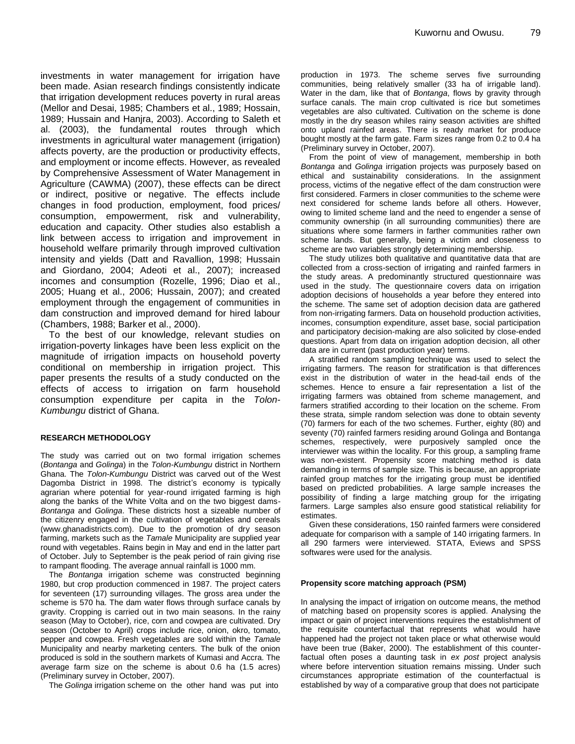investments in water management for irrigation have been made. Asian research findings consistently indicate that irrigation development reduces poverty in rural areas (Mellor and Desai, 1985; Chambers et al., 1989; Hossain, 1989; Hussain and Hanjra, 2003). According to Saleth et al. (2003), the fundamental routes through which investments in agricultural water management (irrigation) affects poverty, are the production or productivity effects, and employment or income effects. However, as revealed by Comprehensive Assessment of Water Management in Agriculture (CAWMA) (2007), these effects can be direct or indirect, positive or negative. The effects include changes in food production, employment, food prices/ consumption, empowerment, risk and vulnerability, education and capacity. Other studies also establish a link between access to irrigation and improvement in household welfare primarily through improved cultivation intensity and yields (Datt and Ravallion, 1998; Hussain and Giordano, 2004; Adeoti et al., 2007); increased incomes and consumption (Rozelle, 1996; Diao et al., 2005; Huang et al., 2006; Hussain, 2007); and created employment through the engagement of communities in dam construction and improved demand for hired labour (Chambers, 1988; Barker et al., 2000).

To the best of our knowledge, relevant studies on irrigation-poverty linkages have been less explicit on the magnitude of irrigation impacts on household poverty conditional on membership in irrigation project. This paper presents the results of a study conducted on the effects of access to irrigation on farm household consumption expenditure per capita in the *Tolon-Kumbungu* district of Ghana.

## RESEARCH METHODOLOGY

The study was carried out on two formal irrigation schemes (*Bontanga* and *Golinga*) in the *Tolon-Kumbungu* district in Northern Ghana. The *Tolon-Kumbungu* District was carved out of the West Dagomba District in 1998. The district's economy is typically agrarian where potential for year-round irrigated farming is high along the banks of the White Volta and on the two biggest dams- *Bontanga* and *Golinga*. These districts host a sizeable number of the citizenry engaged in the cultivation of vegetables and cereals (www.ghanadistricts.com). Due to the promotion of dry season farming, markets such as the *Tamale* Municipality are supplied year round with vegetables. Rains begin in May and end in the latter part of October. July to September is the peak period of rain giving rise to rampant flooding. The average annual rainfall is 1000 mm.

The *Bontanga* irrigation scheme was constructed beginning 1980, but crop production commenced in 1987. The project caters for seventeen (17) surrounding villages. The gross area under the scheme is 570 ha. The dam water flows through surface canals by gravity. Cropping is carried out in two main seasons. In the rainy season (May to October), rice, corn and cowpea are cultivated. Dry season (October to April) crops include rice, onion, okro, tomato, pepper and cowpea. Fresh vegetables are sold within the *Tamale* Municipality and nearby marketing centers. The bulk of the onion produced is sold in the southern markets of Kumasi and Accra. The average farm size on the scheme is about 0.6 ha (1.5 acres) (Preliminary survey in October, 2007).

The *Golinga* irrigation scheme on the other hand was put into production in 1973. The scheme serves five surrounding communities, being relatively smaller (33 ha of irrigable land). Water in the dam, like that of *Bontanga*, flows by gravity through surface canals. The main crop cultivated is rice but sometimes vegetables are also cultivated. Cultivation on the scheme is done mostly in the dry season whiles rainy season activities are shifted onto upland rainfed areas. There is ready market for produce bought mostly at the farm gate. Farm sizes range from 0.2 to 0.4 ha (Preliminary survey in October, 2007).

From the point of view of management, membership in both *Bontanga* and *Golinga* irrigation projects was purposely based on ethical and sustainability considerations. In the assignment process, victims of the negative effect of the dam construction were first considered. Farmers in closer communities to the scheme were next considered for scheme lands before all others. However, owing to limited scheme land and the need to engender a sense of community ownership (in all surrounding communities) there are situations where some farmers in farther communities rather own scheme lands. But generally, being a victim and closeness to scheme are two variables strongly determining membership.

The study utilizes both qualitative and quantitative data that are collected from a cross-section of irrigating and rainfed farmers in the study areas. A predominantly structured questionnaire was used in the study. The questionnaire covers data on irrigation adoption decisions of households a year before they entered into the scheme. The same set of adoption decision data are gathered from non-irrigating farmers. Data on household production activities, incomes, consumption expenditure, asset base, social participation and participatory decision-making are also solicited by close-ended questions. Apart from data on irrigation adoption decision, all other data are in current (past production year) terms.

A stratified random sampling technique was used to select the irrigating farmers. The reason for stratification is that differences exist in the distribution of water in the head-tail ends of the schemes. Hence to ensure a fair representation a list of the irrigating farmers was obtained from scheme management, and farmers stratified according to their location on the scheme. From these strata, simple random selection was done to obtain seventy (70) farmers for each of the two schemes. Further, eighty (80) and seventy (70) rainfed farmers residing around Golinga and Bontanga schemes, respectively, were purposively sampled once the interviewer was within the locality. For this group, a sampling frame was non-existent. Propensity score matching method is data demanding in terms of sample size. This is because, an appropriate rainfed group matches for the irrigating group must be identified based on predicted probabilities. A large sample increases the possibility of finding a large matching group for the irrigating farmers. Large samples also ensure good statistical reliability for estimates.

Given these considerations, 150 rainfed farmers were considered adequate for comparison with a sample of 140 irrigating farmers. In all 290 farmers were interviewed. STATA, Eviews and SPSS softwares were used for the analysis.

### Propensity score matching approach (PSM)

In analysing the impact of irrigation on outcome means, the method of matching based on propensity scores is applied. Analysing the impact or gain of project interventions requires the establishment of the requisite counterfactual that represents what would have happened had the project not taken place or what otherwise would have been true (Baker, 2000). The establishment of this counterfactual often poses a daunting task in *ex post* project analysis where before intervention situation remains missing. Under such circumstances appropriate estimation of the counterfactual is established by way of a comparative group that does not participate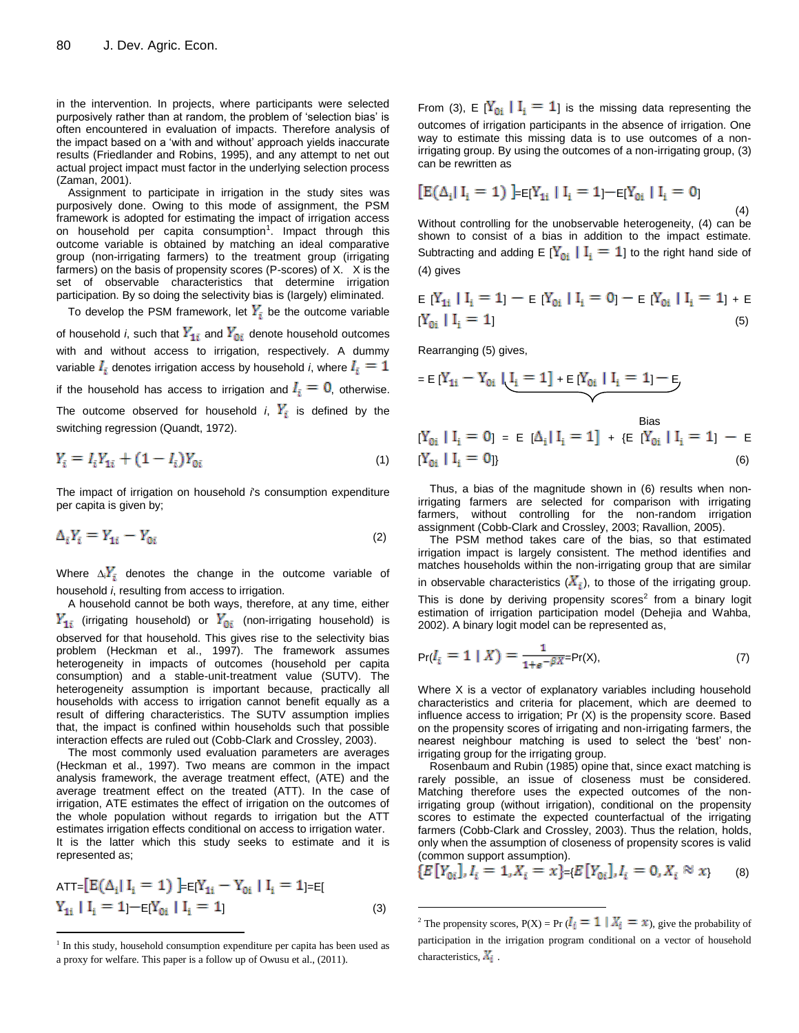in the intervention. In projects, where participants were selected purposively rather than at random, the problem of 'selection bias' is often encountered in evaluation of impacts. Therefore analysis of the impact based on a 'with and without' approach yields inaccurate results (Friedlander and Robins, 1995), and any attempt to net out actual project impact must factor in the underlying selection process (Zaman, 2001).

Assignment to participate in irrigation in the study sites was purposively done. Owing to this mode of assignment, the PSM framework is adopted for estimating the impact of irrigation access on household per capita consumption[1]. Impact through this outcome variable is obtained by matching an ideal comparative group (non-irrigating farmers) to the treatment group (irrigating farmers) on the basis of propensity scores (P-scores) of X. X is the set of observable characteristics that determine irrigation participation. By so doing the selectivity bias is (largely) eliminated.

To develop the PSM framework, let $Y_i$ be the outcome variable of household *i*, such that $Y_{1i}$ and $Y_{0i}$ denote household outcomes with and without access to irrigation, respectively. A dummy variable $I_i$ denotes irrigation access by household *i*, where $I_i = 1$ if the household has access to irrigation and $I_i = 0$, otherwise. The outcome observed for household *i*, $Y_i$ is defined by the switching regression (Quandt, 1972).

$$Y_i = I_i Y_{1i} + (1 - I_i) Y_{0i} \tag{1}$$

The impact of irrigation on household *i*'s consumption expenditure per capita is given by;

$$\Delta_i Y_i = Y_{1i} - Y_{0i} \tag{2}$$

Where $\Delta_i Y_i$ denotes the change in the outcome variable of household *i*, resulting from access to irrigation.

A household cannot be both ways, therefore, at any time, either $Y_{1i}$ (irrigating household) or $Y_{0i}$ (non-irrigating household) is observed for that household. This gives rise to the selectivity bias problem (Heckman et al., 1997). The framework assumes heterogeneity in impacts of outcomes (household per capita consumption) and a stable-unit-treatment value (SUTV). The heterogeneity assumption is important because, practically all households with access to irrigation cannot benefit equally as a result of differing characteristics. The SUTV assumption implies that, the impact is confined within households such that possible interaction effects are ruled out (Cobb-Clark and Crossley, 2003).

The most commonly used evaluation parameters are averages (Heckman et al., 1997). Two means are common in the impact analysis framework, the average treatment effect, (ATE) and the average treatment effect on the treated (ATT). In the case of irrigation, ATE estimates the effect of irrigation on the outcomes of the whole population without regards to irrigation but the ATT estimates irrigation effects conditional on access to irrigation water. It is the latter which this study seeks to estimate and it is represented as;

$$\text{ATT} = [E(\Delta_i \mid I_i = 1)] = E[Y_{1i} - Y_{0i} \mid I_i = 1] = E[Y_{1i} \mid I_i = 1] - E[Y_{0i} \mid I_i = 1] \tag{3}$$

From (3), $E[Y_{0i} \mid I_i = 1]$ is the missing data representing the outcomes of irrigation participants in the absence of irrigation. One way to estimate this missing data is to use outcomes of a non-irrigating group. By using the outcomes of a non-irrigating group, (3) can be rewritten as

$$[E(\Delta_i \mid I_i = 1)] = E[Y_{1i} \mid I_i = 1] - E[Y_{0i} \mid I_i = 0] \tag{4}$$

Without controlling for the unobservable heterogeneity, (4) can be shown to consist of a bias in addition to the impact estimate. Subtracting and adding $E[Y_{0i} \mid I_i = 1]$ to the right hand side of (4) gives

$$E[Y_{1i} \mid I_i = 1] - E[Y_{0i} \mid I_i = 0] - E[Y_{0i} \mid I_i = 1] + E[Y_{0i} \mid I_i = 1] \tag{5}$$

Rearranging (5) gives,

$$= \underbrace{E[Y_{1i} - Y_{0i} \mid I_i = 1]}_{} + \underbrace{E[Y_{0i} \mid I_i = 1] - E[Y_{0i} \mid I_i = 0]}_{\text{Bias}} = E[\Delta_i \mid I_i = 1] + \{E[Y_{0i} \mid I_i = 1] - E[Y_{0i} \mid I_i = 0]\} \tag{6}$$

Thus, a bias of the magnitude shown in (6) results when non-irrigating farmers are selected for comparison with irrigating farmers, without controlling for the non-random irrigation assignment (Cobb-Clark and Crossley, 2003; Ravallion, 2005).

The PSM method takes care of the bias, so that estimated irrigation impact is largely consistent. The method identifies and matches households within the non-irrigating group that are similar in observable characteristics ($X_i$), to those of the irrigating group. This is done by deriving propensity scores[2] from a binary logit estimation of irrigation participation model (Dehejia and Wahba, 2002). A binary logit model can be represented as,

$$\Pr(I_i = 1 \mid X) = \frac{1}{1+e^{-\beta X}} = \Pr(X), \tag{7}$$

Where X is a vector of explanatory variables including household characteristics and criteria for placement, which are deemed to influence access to irrigation; Pr (X) is the propensity score. Based on the propensity scores of irrigating and non-irrigating farmers, the nearest neighbour matching is used to select the 'best' non-irrigating group for the irrigating group.

Rosenbaum and Rubin (1985) opine that, since exact matching is rarely possible, an issue of closeness must be considered. Matching therefore uses the expected outcomes of the non-irrigating group (without irrigation), conditional on the propensity scores to estimate the expected counterfactual of the irrigating farmers (Cobb-Clark and Crossley, 2003). Thus the relation, holds, only when the assumption of closeness of propensity scores is valid (common support assumption).

$$\{E[Y_{0i}], I_i = 1, X_i = x\} = \{E[Y_{0i}], I_i = 0, X_i \approx x\} \tag{8}$$

---

[1] In this study, household consumption expenditure per capita has been used as a proxy for welfare. This paper is a follow up of Owusu et al., (2011).

[2] The propensity scores, $P(X) = \Pr(I_i = 1 \mid X_i = x)$, give the probability of participation in the irrigation program conditional on a vector of household characteristics, $X_i$.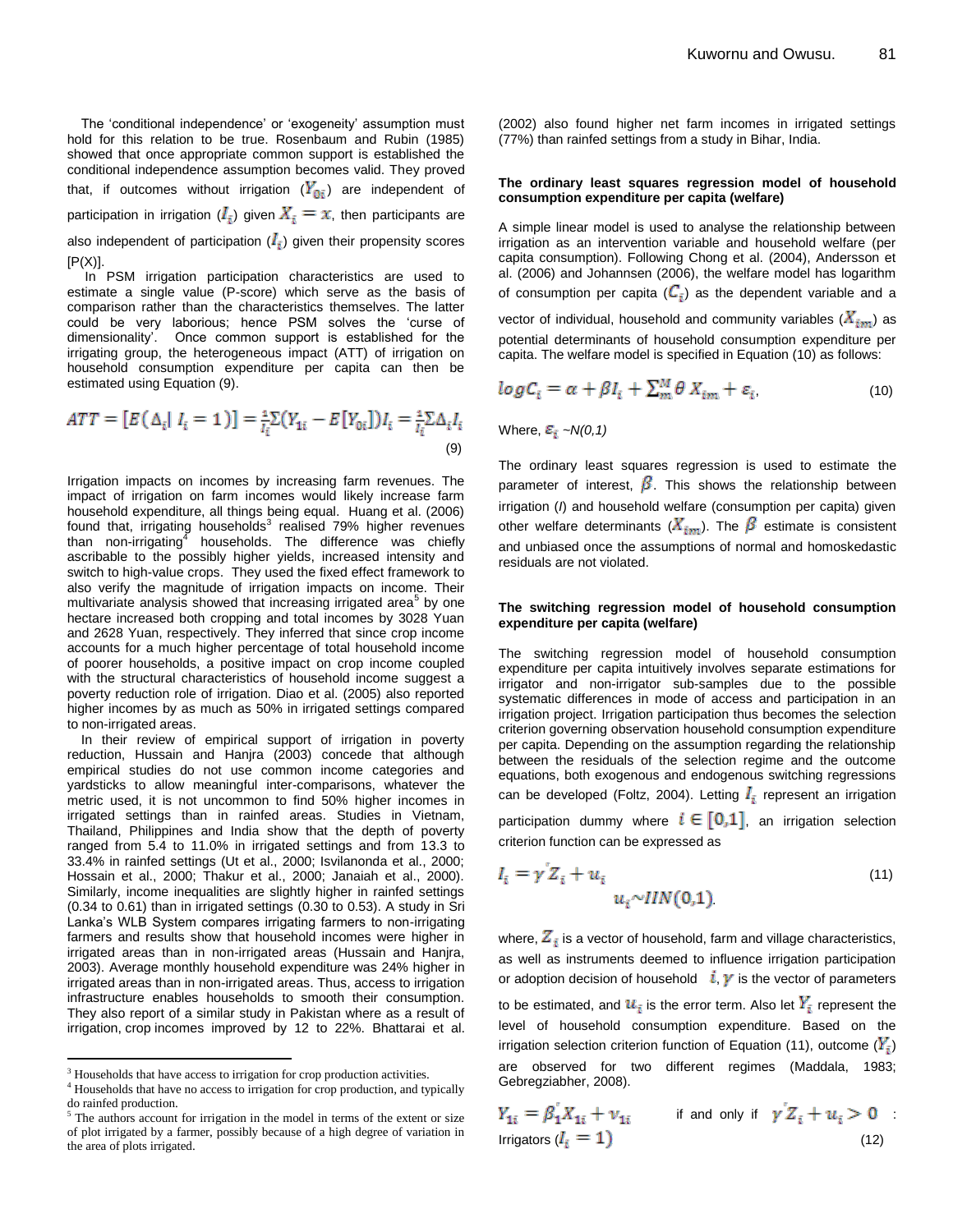The 'conditional independence' or 'exogeneity' assumption must hold for this relation to be true. Rosenbaum and Rubin (1985) showed that once appropriate common support is established the conditional independence assumption becomes valid. They proved that, if outcomes without irrigation ($Y_{0i}$) are independent of participation in irrigation ($I_i$) given $X_i = x$, then participants are also independent of participation ($I_i$) given their propensity scores [P(X)].

In PSM irrigation participation characteristics are used to estimate a single value (P-score) which serve as the basis of comparison rather than the characteristics themselves. The latter could be very laborious; hence PSM solves the 'curse of dimensionality'. Once common support is established for the irrigating group, the heterogeneous impact (ATT) of irrigation on household consumption expenditure per capita can then be estimated using Equation (9).

$$ATT = [E(\Delta_i | I_i = 1)] = \frac{1}{I_i}\Sigma(Y_{1i} - E[Y_{0i}])I_i = \frac{1}{I_i}\Sigma\Delta_i I_i \tag{9}$$

Irrigation impacts on incomes by increasing farm revenues. The impact of irrigation on farm incomes would likely increase farm household expenditure, all things being equal. Huang et al. (2006) found that, irrigating households[3] realised 79% higher revenues than non-irrigating[4] households. The difference was chiefly ascribable to the possibly higher yields, increased intensity and switch to high-value crops. They used the fixed effect framework to also verify the magnitude of irrigation impacts on income. Their multivariate analysis showed that increasing irrigated area[5] by one hectare increased both cropping and total incomes by 3028 Yuan and 2628 Yuan, respectively. They inferred that since crop income accounts for a much higher percentage of total household income of poorer households, a positive impact on crop income coupled with the structural characteristics of household income suggest a poverty reduction role of irrigation. Diao et al. (2005) also reported higher incomes by as much as 50% in irrigated settings compared to non-irrigated areas.

In their review of empirical support of irrigation in poverty reduction, Hussain and Hanjra (2003) concede that although empirical studies do not use common income categories and yardsticks to allow meaningful inter-comparisons, whatever the metric used, it is not uncommon to find 50% higher incomes in irrigated settings than in rainfed areas. Studies in Vietnam, Thailand, Philippines and India show that the depth of poverty ranged from 5.4 to 11.0% in irrigated settings and from 13.3 to 33.4% in rainfed settings (Ut et al., 2000; Isvilanonda et al., 2000; Hossain et al., 2000; Thakur et al., 2000; Janaiah et al., 2000). Similarly, income inequalities are slightly higher in rainfed settings (0.34 to 0.61) than in irrigated settings (0.30 to 0.53). A study in Sri Lanka's WLB System compares irrigating farmers to non-irrigating farmers and results show that household incomes were higher in irrigated areas than in non-irrigated areas (Hussain and Hanjra, 2003). Average monthly household expenditure was 24% higher in irrigated areas than in non-irrigated areas. Thus, access to irrigation infrastructure enables households to smooth their consumption. They also report of a similar study in Pakistan where as a result of irrigation, crop incomes improved by 12 to 22%. Bhattarai et al. (2002) also found higher net farm incomes in irrigated settings (77%) than rainfed settings from a study in Bihar, India.

### The ordinary least squares regression model of household consumption expenditure per capita (welfare)

A simple linear model is used to analyse the relationship between irrigation as an intervention variable and household welfare (per capita consumption). Following Chong et al. (2004), Andersson et al. (2006) and Johannsen (2006), the welfare model has logarithm of consumption per capita ($C_i$) as the dependent variable and a vector of individual, household and community variables ($X_{im}$) as potential determinants of household consumption expenditure per capita. The welfare model is specified in Equation (10) as follows:

$$log C_i = \alpha + \beta I_i + \Sigma_m^M \theta X_{im} + \varepsilon_i, \tag{10}$$

Where, $\varepsilon_i$ *~N(0,1)*

The ordinary least squares regression is used to estimate the parameter of interest, $\beta$. This shows the relationship between irrigation (*I*) and household welfare (consumption per capita) given other welfare determinants ($X_{im}$). The $\beta$ estimate is consistent and unbiased once the assumptions of normal and homoskedastic residuals are not violated.

### The switching regression model of household consumption expenditure per capita (welfare)

The switching regression model of household consumption expenditure per capita intuitively involves separate estimations for irrigator and non-irrigator sub-samples due to the possible systematic differences in mode of access and participation in an irrigation project. Irrigation participation thus becomes the selection criterion governing observation household consumption expenditure per capita. Depending on the assumption regarding the relationship between the residuals of the selection regime and the outcome equations, both exogenous and endogenous switching regressions can be developed (Foltz, 2004). Letting $I_i$ represent an irrigation participation dummy where $i \in [0,1]$, an irrigation selection criterion function can be expressed as

$$I_i = \gamma' Z_i + u_i \qquad u_i \sim IIN(0,1) \tag{11}$$

where, $Z_i$ is a vector of household, farm and village characteristics, as well as instruments deemed to influence irrigation participation or adoption decision of household $i$, $\gamma$ is the vector of parameters to be estimated, and $u_i$ is the error term. Also let $Y_i$ represent the level of household consumption expenditure. Based on the irrigation selection criterion function of Equation (11), outcome ($Y_i$) are observed for two different regimes (Maddala, 1983; Gebregziabher, 2008).

$$Y_{1i} = \beta_1' X_{1i} + v_{1i} \quad \text{if and only if} \quad \gamma' Z_i + u_i > 0 \;:\; \text{Irrigators } (I_i = 1) \tag{12}$$

---

[3] Households that have access to irrigation for crop production activities.

[4] Households that have no access to irrigation for crop production, and typically do rainfed production.

[5] The authors account for irrigation in the model in terms of the extent or size of plot irrigated by a farmer, possibly because of a high degree of variation in the area of plots irrigated.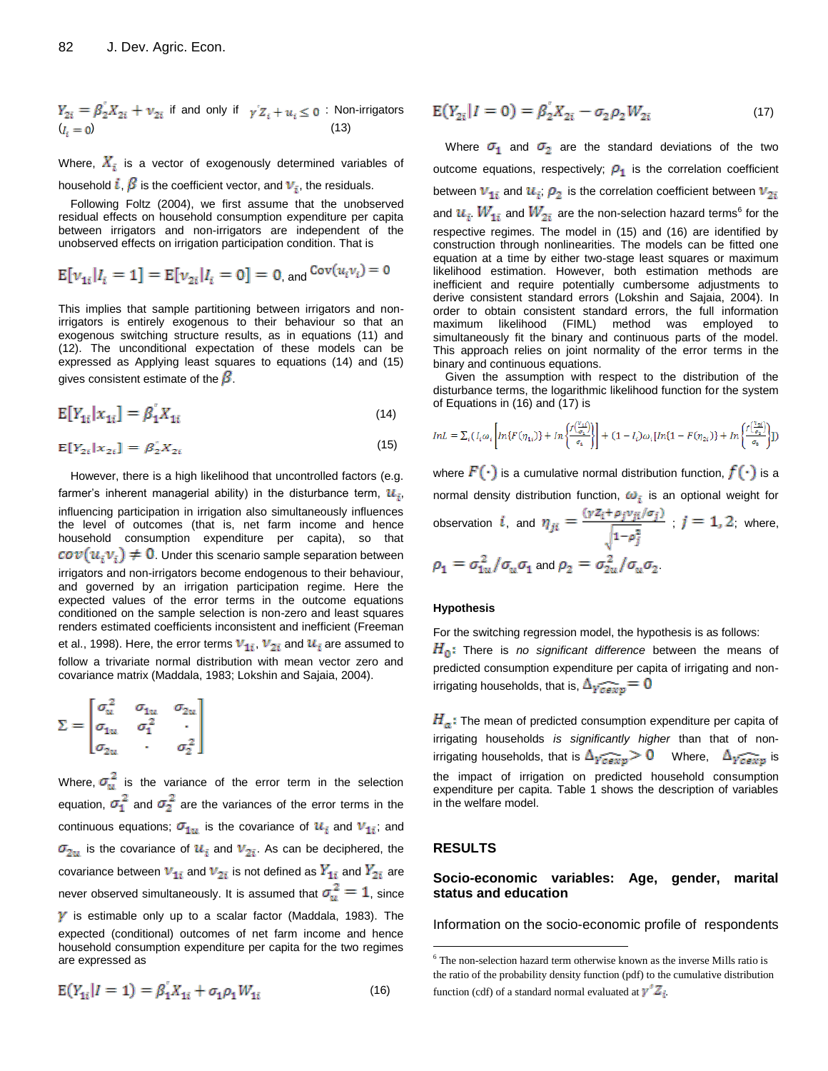$Y_{2i} = \beta_2^{'} X_{2i} + v_{2i}$ if and only if $\gamma' Z_i + u_i \leq 0$ : Non-irrigators ($I_i = 0$) (13)

Where, $X_i$ is a vector of exogenously determined variables of household $i$, $\beta$ is the coefficient vector, and $v_i$, the residuals.

Following Foltz (2004), we first assume that the unobserved residual effects on household consumption expenditure per capita between irrigators and non-irrigators are independent of the unobserved effects on irrigation participation condition. That is

$$\mathrm{E}[v_{1i}|I_i = 1] = \mathrm{E}[v_{2i}|I_i = 0] = 0, \text{ and } \mathrm{Cov}(u_i v_i) = 0$$

This implies that sample partitioning between irrigators and non-irrigators is entirely exogenous to their behaviour so that an exogenous switching structure results, as in equations (11) and (12). The unconditional expectation of these models can be expressed as Applying least squares to equations (14) and (15) gives consistent estimate of the $\beta$.

$$\mathrm{E}[Y_{1i}|x_{1i}] = \beta_1^{'} X_{1i} \tag{14}$$

$$\mathrm{E}[Y_{2i}|x_{2i}] = \beta_2^{'} X_{2i} \tag{15}$$

However, there is a high likelihood that uncontrolled factors (e.g. farmer's inherent managerial ability) in the disturbance term, $u_i$, influencing participation in irrigation also simultaneously influences the level of outcomes (that is, net farm income and hence household consumption expenditure per capita), so that $cov(u_i v_i) \neq 0$. Under this scenario sample separation between irrigators and non-irrigators become endogenous to their behaviour, and governed by an irrigation participation regime. Here the expected values of the error terms in the outcome equations conditioned on the sample selection is non-zero and least squares renders estimated coefficients inconsistent and inefficient (Freeman et al., 1998). Here, the error terms $v_{1i}$, $v_{2i}$ and $u_i$ are assumed to follow a trivariate normal distribution with mean vector zero and covariance matrix (Maddala, 1983; Lokshin and Sajaia, 2004).

$$\Sigma = \begin{bmatrix} \sigma_u^2 & \sigma_{1u} & \sigma_{2u} \\ \sigma_{1u} & \sigma_1^2 & \cdot \\ \sigma_{2u} & \cdot & \sigma_2^2 \end{bmatrix}$$

Where, $\sigma_u^2$ is the variance of the error term in the selection equation, $\sigma_1^2$ and $\sigma_2^2$ are the variances of the error terms in the continuous equations; $\sigma_{1u}$ is the covariance of $u_i$ and $v_{1i}$; and $\sigma_{2u}$ is the covariance of $u_i$ and $v_{2i}$. As can be deciphered, the covariance between $v_{1i}$ and $v_{2i}$ is not defined as $Y_{1i}$ and $Y_{2i}$ are never observed simultaneously. It is assumed that $\sigma_u^2 = 1$, since $\gamma$ is estimable only up to a scalar factor (Maddala, 1983). The expected (conditional) outcomes of net farm income and hence household consumption expenditure per capita for the two regimes are expressed as

$$\mathrm{E}(Y_{1i}|I = 1) = \beta_1^{'} X_{1i} + \sigma_1 \rho_1 W_{1i} \tag{16}$$

$$\mathrm{E}(Y_{2i}|I = 0) = \beta_2^{'} X_{2i} - \sigma_2 \rho_2 W_{2i} \tag{17}$$

Where $\sigma_1$ and $\sigma_2$ are the standard deviations of the two outcome equations, respectively; $\rho_1$ is the correlation coefficient between $v_{1i}$ and $u_i$; $\rho_2$ is the correlation coefficient between $v_{2i}$ and $u_i$. $W_{1i}$ and $W_{2i}$ are the non-selection hazard terms[6] for the respective regimes. The model in (15) and (16) are identified by construction through nonlinearities. The models can be fitted one equation at a time by either two-stage least squares or maximum likelihood estimation. However, both estimation methods are inefficient and require potentially cumbersome adjustments to derive consistent standard errors (Lokshin and Sajaia, 2004). In order to obtain consistent standard errors, the full information maximum likelihood (FIML) method was employed to simultaneously fit the binary and continuous parts of the model. This approach relies on joint normality of the error terms in the binary and continuous equations.

Given the assumption with respect to the distribution of the disturbance terms, the logarithmic likelihood function for the system of Equations in (16) and (17) is

$$lnL = \Sigma_i \left( I_i \omega_i \left[ ln\{F(\eta_{1i})\} + ln\left\{ \frac{f\left(\frac{v_{1i}}{\sigma_1}\right)}{\sigma_1} \right\} \right] + (1 - I_i)\omega_i \left[ ln\{1 - F(\eta_{2i})\} + ln\left\{ \frac{f\left(\frac{v_{2i}}{\sigma_2}\right)}{\sigma_2} \right\} \right] \right)$$

where $F(\cdot)$ is a cumulative normal distribution function, $f(\cdot)$ is a normal density distribution function, $\omega_i$ is an optional weight for observation $i$, and $\eta_{ji} = \frac{(\gamma Z_i + \rho_j v_{ji}/\sigma_j)}{\sqrt{1 - \rho_j^2}}$ ; $j = 1, 2$; where, $\rho_1 = \sigma_{1u}^2 / \sigma_u \sigma_1$ and $\rho_2 = \sigma_{2u}^2 / \sigma_u \sigma_2$.

### Hypothesis

For the switching regression model, the hypothesis is as follows:

$H_0$: There is *no significant difference* between the means of predicted consumption expenditure per capita of irrigating and non-irrigating households, that is, $\Delta_{\widehat{Ycexp}} = 0$

$H_a$: The mean of predicted consumption expenditure per capita of irrigating households *is significantly higher* than that of non-irrigating households, that is $\Delta_{\widehat{Ycexp}} > 0$ Where, $\Delta_{\widehat{Ycexp}}$ is the impact of irrigation on predicted household consumption expenditure per capita. Table 1 shows the description of variables in the welfare model.

## RESULTS

### Socio-economic variables: Age, gender, marital status and education

Information on the socio-economic profile of respondents

[6] The non-selection hazard term otherwise known as the inverse Mills ratio is the ratio of the probability density function (pdf) to the cumulative distribution function (cdf) of a standard normal evaluated at $\gamma' Z_i$.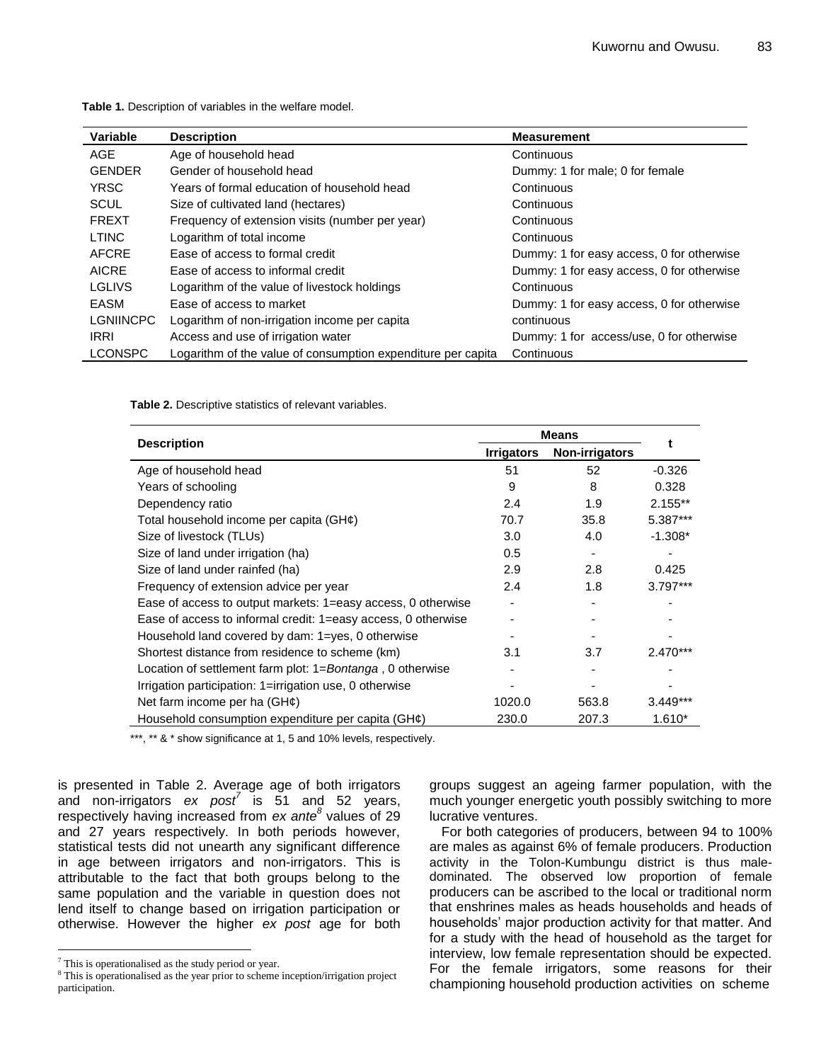**Table 1.** Description of variables in the welfare model.

| Variable | Description | Measurement |
|---|---|---|
| AGE | Age of household head | Continuous |
| GENDER | Gender of household head | Dummy: 1 for male; 0 for female |
| YRSC | Years of formal education of household head | Continuous |
| SCUL | Size of cultivated land (hectares) | Continuous |
| FREXT | Frequency of extension visits (number per year) | Continuous |
| LTINC | Logarithm of total income | Continuous |
| AFCRE | Ease of access to formal credit | Dummy: 1 for easy access, 0 for otherwise |
| AICRE | Ease of access to informal credit | Dummy: 1 for easy access, 0 for otherwise |
| LGLIVS | Logarithm of the value of livestock holdings | Continuous |
| EASM | Ease of access to market | Dummy: 1 for easy access, 0 for otherwise |
| LGNIINCPC | Logarithm of non-irrigation income per capita | continuous |
| IRRI | Access and use of irrigation water | Dummy: 1 for access/use, 0 for otherwise |
| LCONSPC | Logarithm of the value of consumption expenditure per capita | Continuous |

**Table 2.** Descriptive statistics of relevant variables.

| Description | Means | | t |
|---|---|---|---|
| | Irrigators | Non-irrigators | |
| Age of household head | 51 | 52 | -0.326 |
| Years of schooling | 9 | 8 | 0.328 |
| Dependency ratio | 2.4 | 1.9 | 2.155** |
| Total household income per capita (GH¢) | 70.7 | 35.8 | 5.387*** |
| Size of livestock (TLUs) | 3.0 | 4.0 | -1.308* |
| Size of land under irrigation (ha) | 0.5 | - | - |
| Size of land under rainfed (ha) | 2.9 | 2.8 | 0.425 |
| Frequency of extension advice per year | 2.4 | 1.8 | 3.797*** |
| Ease of access to output markets: 1=easy access, 0 otherwise | - | - | - |
| Ease of access to informal credit: 1=easy access, 0 otherwise | - | - | - |
| Household land covered by dam: 1=yes, 0 otherwise | - | - | - |
| Shortest distance from residence to scheme (km) | 3.1 | 3.7 | 2.470*** |
| Location of settlement farm plot: 1=*Bontanga* , 0 otherwise | - | - | - |
| Irrigation participation: 1=irrigation use, 0 otherwise | - | - | - |
| Net farm income per ha (GH¢) | 1020.0 | 563.8 | 3.449*** |
| Household consumption expenditure per capita (GH¢) | 230.0 | 207.3 | 1.610* |

***, ** & * show significance at 1, 5 and 10% levels, respectively.

is presented in Table 2. Average age of both irrigators and non-irrigators *ex post*[7] is 51 and 52 years, respectively having increased from *ex ante*[8] values of 29 and 27 years respectively. In both periods however, statistical tests did not unearth any significant difference in age between irrigators and non-irrigators. This is attributable to the fact that both groups belong to the same population and the variable in question does not lend itself to change based on irrigation participation or otherwise. However the higher *ex post* age for both groups suggest an ageing farmer population, with the much younger energetic youth possibly switching to more lucrative ventures.

For both categories of producers, between 94 to 100% are males as against 6% of female producers. Production activity in the Tolon-Kumbungu district is thus male-dominated. The observed low proportion of female producers can be ascribed to the local or traditional norm that enshrines males as heads households and heads of households' major production activity for that matter. And for a study with the head of household as the target for interview, low female representation should be expected. For the female irrigators, some reasons for their championing household production activities on scheme

[7] This is operationalised as the study period or year.

[8] This is operationalised as the year prior to scheme inception/irrigation project participation.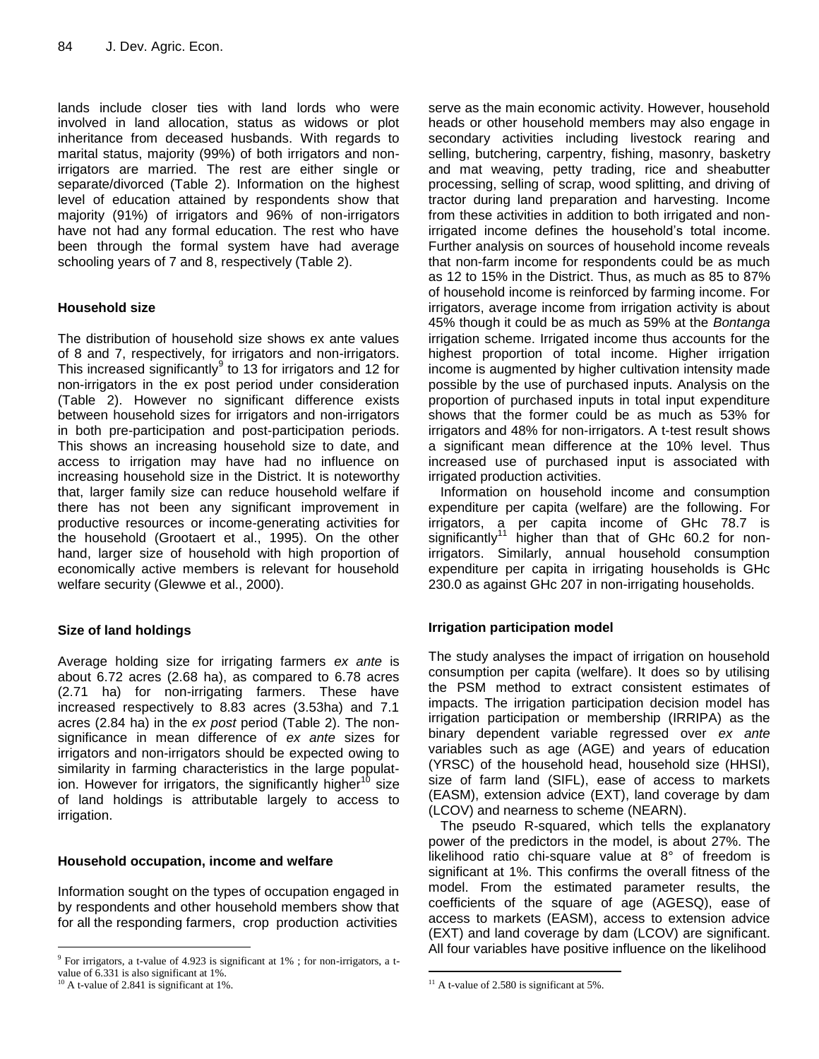lands include closer ties with land lords who were involved in land allocation, status as widows or plot inheritance from deceased husbands. With regards to marital status, majority (99%) of both irrigators and non-irrigators are married. The rest are either single or separate/divorced (Table 2). Information on the highest level of education attained by respondents show that majority (91%) of irrigators and 96% of non-irrigators have not had any formal education. The rest who have been through the formal system have had average schooling years of 7 and 8, respectively (Table 2).

### Household size

The distribution of household size shows ex ante values of 8 and 7, respectively, for irrigators and non-irrigators. This increased significantly[9] to 13 for irrigators and 12 for non-irrigators in the ex post period under consideration (Table 2). However no significant difference exists between household sizes for irrigators and non-irrigators in both pre-participation and post-participation periods. This shows an increasing household size to date, and access to irrigation may have had no influence on increasing household size in the District. It is noteworthy that, larger family size can reduce household welfare if there has not been any significant improvement in productive resources or income-generating activities for the household (Grootaert et al., 1995). On the other hand, larger size of household with high proportion of economically active members is relevant for household welfare security (Glewwe et al., 2000).

### Size of land holdings

Average holding size for irrigating farmers *ex ante* is about 6.72 acres (2.68 ha), as compared to 6.78 acres (2.71 ha) for non-irrigating farmers. These have increased respectively to 8.83 acres (3.53ha) and 7.1 acres (2.84 ha) in the *ex post* period (Table 2). The non-significance in mean difference of *ex ante* sizes for irrigators and non-irrigators should be expected owing to similarity in farming characteristics in the large population. However for irrigators, the significantly higher[10] size of land holdings is attributable largely to access to irrigation.

### Household occupation, income and welfare

Information sought on the types of occupation engaged in by respondents and other household members show that for all the responding farmers, crop production activities serve as the main economic activity. However, household heads or other household members may also engage in secondary activities including livestock rearing and selling, butchering, carpentry, fishing, masonry, basketry and mat weaving, petty trading, rice and sheabutter processing, selling of scrap, wood splitting, and driving of tractor during land preparation and harvesting. Income from these activities in addition to both irrigated and non-irrigated income defines the household's total income. Further analysis on sources of household income reveals that non-farm income for respondents could be as much as 12 to 15% in the District. Thus, as much as 85 to 87% of household income is reinforced by farming income. For irrigators, average income from irrigation activity is about 45% though it could be as much as 59% at the *Bontanga* irrigation scheme. Irrigated income thus accounts for the highest proportion of total income. Higher irrigation income is augmented by higher cultivation intensity made possible by the use of purchased inputs. Analysis on the proportion of purchased inputs in total input expenditure shows that the former could be as much as 53% for irrigators and 48% for non-irrigators. A t-test result shows a significant mean difference at the 10% level. Thus increased use of purchased input is associated with irrigated production activities.

Information on household income and consumption expenditure per capita (welfare) are the following. For irrigators, a per capita income of GHc 78.7 is significantly[11] higher than that of GHc 60.2 for non-irrigators. Similarly, annual household consumption expenditure per capita in irrigating households is GHc 230.0 as against GHc 207 in non-irrigating households.

### Irrigation participation model

The study analyses the impact of irrigation on household consumption per capita (welfare). It does so by utilising the PSM method to extract consistent estimates of impacts. The irrigation participation decision model has irrigation participation or membership (IRRIPA) as the binary dependent variable regressed over *ex ante* variables such as age (AGE) and years of education (YRSC) of the household head, household size (HHSI), size of farm land (SIFL), ease of access to markets (EASM), extension advice (EXT), land coverage by dam (LCOV) and nearness to scheme (NEARN).

The pseudo R-squared, which tells the explanatory power of the predictors in the model, is about 27%. The likelihood ratio chi-square value at 8° of freedom is significant at 1%. This confirms the overall fitness of the model. From the estimated parameter results, the coefficients of the square of age (AGESQ), ease of access to markets (EASM), access to extension advice (EXT) and land coverage by dam (LCOV) are significant. All four variables have positive influence on the likelihood

---

[9] For irrigators, a t-value of 4.923 is significant at 1% ; for non-irrigators, a t-value of 6.331 is also significant at 1%.

[10] A t-value of 2.841 is significant at 1%.

[11] A t-value of 2.580 is significant at 5%.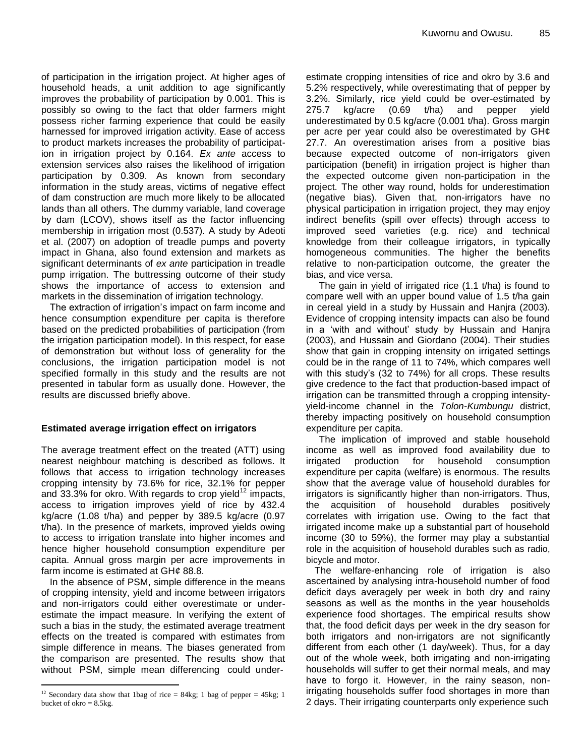of participation in the irrigation project. At higher ages of household heads, a unit addition to age significantly improves the probability of participation by 0.001. This is possibly so owing to the fact that older farmers might possess richer farming experience that could be easily harnessed for improved irrigation activity. Ease of access to product markets increases the probability of participation in irrigation project by 0.164. *Ex ante* access to extension services also raises the likelihood of irrigation participation by 0.309. As known from secondary information in the study areas, victims of negative effect of dam construction are much more likely to be allocated lands than all others. The dummy variable, land coverage by dam (LCOV), shows itself as the factor influencing membership in irrigation most (0.537). A study by Adeoti et al. (2007) on adoption of treadle pumps and poverty impact in Ghana, also found extension and markets as significant determinants of *ex ante* participation in treadle pump irrigation. The buttressing outcome of their study shows the importance of access to extension and markets in the dissemination of irrigation technology.

The extraction of irrigation's impact on farm income and hence consumption expenditure per capita is therefore based on the predicted probabilities of participation (from the irrigation participation model). In this respect, for ease of demonstration but without loss of generality for the conclusions, the irrigation participation model is not specified formally in this study and the results are not presented in tabular form as usually done. However, the results are discussed briefly above.

### Estimated average irrigation effect on irrigators

The average treatment effect on the treated (ATT) using nearest neighbour matching is described as follows. It follows that access to irrigation technology increases cropping intensity by 73.6% for rice, 32.1% for pepper and 33.3% for okro. With regards to crop yield[12] impacts, access to irrigation improves yield of rice by 432.4 kg/acre (1.08 t/ha) and pepper by 389.5 kg/acre (0.97 t/ha). In the presence of markets, improved yields owing to access to irrigation translate into higher incomes and hence higher household consumption expenditure per capita. Annual gross margin per acre improvements in farm income is estimated at GH¢ 88.8.

In the absence of PSM, simple difference in the means of cropping intensity, yield and income between irrigators and non-irrigators could either overestimate or underestimate the impact measure. In verifying the extent of such a bias in the study, the estimated average treatment effects on the treated is compared with estimates from simple difference in means. The biases generated from the comparison are presented. The results show that without PSM, simple mean differencing could underestimate cropping intensities of rice and okro by 3.6 and 5.2% respectively, while overestimating that of pepper by 3.2%. Similarly, rice yield could be over-estimated by 275.7 kg/acre (0.69 t/ha) and pepper yield underestimated by 0.5 kg/acre (0.001 t/ha). Gross margin per acre per year could also be overestimated by GH¢ 27.7. An overestimation arises from a positive bias because expected outcome of non-irrigators given participation (benefit) in irrigation project is higher than the expected outcome given non-participation in the project. The other way round, holds for underestimation (negative bias). Given that, non-irrigators have no physical participation in irrigation project, they may enjoy indirect benefits (spill over effects) through access to improved seed varieties (e.g. rice) and technical knowledge from their colleague irrigators, in typically homogeneous communities. The higher the benefits relative to non-participation outcome, the greater the bias, and vice versa.

The gain in yield of irrigated rice (1.1 t/ha) is found to compare well with an upper bound value of 1.5 t/ha gain in cereal yield in a study by Hussain and Hanjra (2003). Evidence of cropping intensity impacts can also be found in a 'with and without' study by Hussain and Hanjra (2003), and Hussain and Giordano (2004). Their studies show that gain in cropping intensity on irrigated settings could be in the range of 11 to 74%, which compares well with this study's (32 to 74%) for all crops. These results give credence to the fact that production-based impact of irrigation can be transmitted through a cropping intensity-yield-income channel in the *Tolon-Kumbungu* district, thereby impacting positively on household consumption expenditure per capita.

The implication of improved and stable household income as well as improved food availability due to irrigated production for household consumption expenditure per capita (welfare) is enormous. The results show that the average value of household durables for irrigators is significantly higher than non-irrigators. Thus, the acquisition of household durables positively correlates with irrigation use. Owing to the fact that irrigated income make up a substantial part of household income (30 to 59%), the former may play a substantial role in the acquisition of household durables such as radio, bicycle and motor.

The welfare-enhancing role of irrigation is also ascertained by analysing intra-household number of food deficit days averagely per week in both dry and rainy seasons as well as the months in the year households experience food shortages. The empirical results show that, the food deficit days per week in the dry season for both irrigators and non-irrigators are not significantly different from each other (1 day/week). Thus, for a day out of the whole week, both irrigating and non-irrigating households will suffer to get their normal meals, and may have to forgo it. However, in the rainy season, non-irrigating households suffer food shortages in more than 2 days. Their irrigating counterparts only experience such

[12] Secondary data show that 1bag of rice = 84kg; 1 bag of pepper = 45kg; 1 bucket of okro = 8.5kg.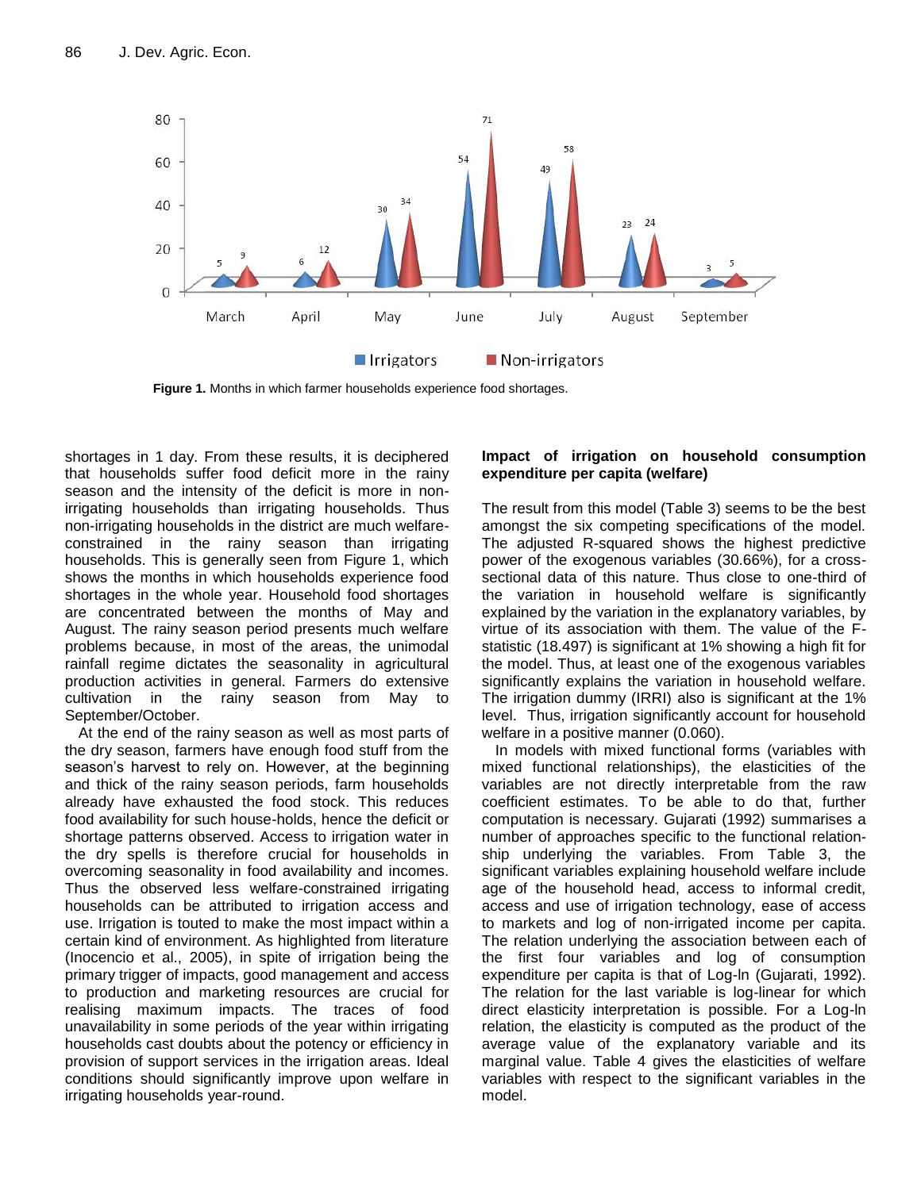Figure 1. Months in which farmer households experience food shortages.

shortages in 1 day. From these results, it is deciphered that households suffer food deficit more in the rainy season and the intensity of the deficit is more in non-irrigating households than irrigating households. Thus non-irrigating households in the district are much welfare-constrained in the rainy season than irrigating households. This is generally seen from Figure 1, which shows the months in which households experience food shortages in the whole year. Household food shortages are concentrated between the months of May and August. The rainy season period presents much welfare problems because, in most of the areas, the unimodal rainfall regime dictates the seasonality in agricultural production activities in general. Farmers do extensive cultivation in the rainy season from May to September/October.

At the end of the rainy season as well as most parts of the dry season, farmers have enough food stuff from the season's harvest to rely on. However, at the beginning and thick of the rainy season periods, farm households already have exhausted the food stock. This reduces food availability for such house-holds, hence the deficit or shortage patterns observed. Access to irrigation water in the dry spells is therefore crucial for households in overcoming seasonality in food availability and incomes. Thus the observed less welfare-constrained irrigating households can be attributed to irrigation access and use. Irrigation is touted to make the most impact within a certain kind of environment. As highlighted from literature (Inocencio et al., 2005), in spite of irrigation being the primary trigger of impacts, good management and access to production and marketing resources are crucial for realising maximum impacts. The traces of food unavailability in some periods of the year within irrigating households cast doubts about the potency or efficiency in provision of support services in the irrigation areas. Ideal conditions should significantly improve upon welfare in irrigating households year-round.

### Impact of irrigation on household consumption expenditure per capita (welfare)

The result from this model (Table 3) seems to be the best amongst the six competing specifications of the model. The adjusted R-squared shows the highest predictive power of the exogenous variables (30.66%), for a cross-sectional data of this nature. Thus close to one-third of the variation in household welfare is significantly explained by the variation in the explanatory variables, by virtue of its association with them. The value of the F-statistic (18.497) is significant at 1% showing a high fit for the model. Thus, at least one of the exogenous variables significantly explains the variation in household welfare. The irrigation dummy (IRRI) also is significant at the 1% level. Thus, irrigation significantly account for household welfare in a positive manner (0.060).

In models with mixed functional forms (variables with mixed functional relationships), the elasticities of the variables are not directly interpretable from the raw coefficient estimates. To be able to do that, further computation is necessary. Gujarati (1992) summarises a number of approaches specific to the functional relation-ship underlying the variables. From Table 3, the significant variables explaining household welfare include age of the household head, access to informal credit, access and use of irrigation technology, ease of access to markets and log of non-irrigated income per capita. The relation underlying the association between each of the first four variables and log of consumption expenditure per capita is that of Log-ln (Gujarati, 1992). The relation for the last variable is log-linear for which direct elasticity interpretation is possible. For a Log-ln relation, the elasticity is computed as the product of the average value of the explanatory variable and its marginal value. Table 4 gives the elasticities of welfare variables with respect to the significant variables in the model.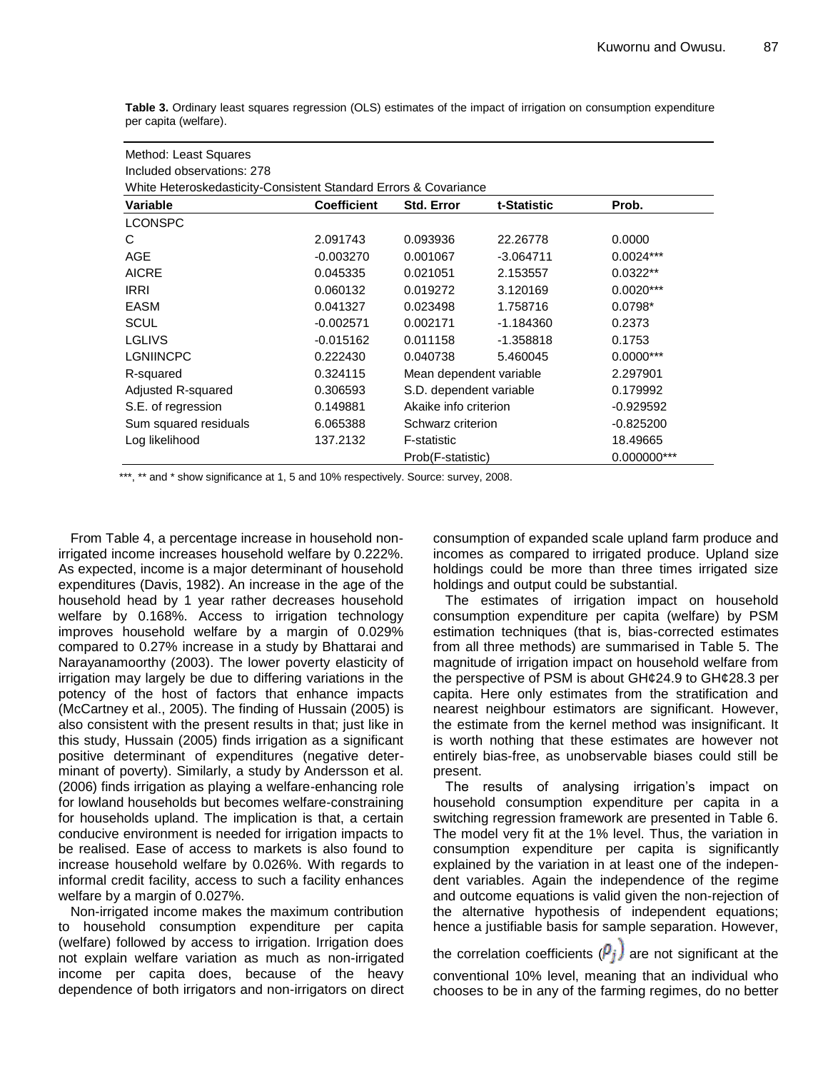**Table 3.** Ordinary least squares regression (OLS) estimates of the impact of irrigation on consumption expenditure per capita (welfare).

Method: Least Squares
Included observations: 278
White Heteroskedasticity-Consistent Standard Errors & Covariance

| Variable | Coefficient | Std. Error | t-Statistic | Prob. |
|---|---|---|---|---|
| LCONSPC | | | | |
| C | 2.091743 | 0.093936 | 22.26778 | 0.0000 |
| AGE | -0.003270 | 0.001067 | -3.064711 | 0.0024*** |
| AICRE | 0.045335 | 0.021051 | 2.153557 | 0.0322** |
| IRRI | 0.060132 | 0.019272 | 3.120169 | 0.0020*** |
| EASM | 0.041327 | 0.023498 | 1.758716 | 0.0798* |
| SCUL | -0.002571 | 0.002171 | -1.184360 | 0.2373 |
| LGLIVS | -0.015162 | 0.011158 | -1.358818 | 0.1753 |
| LGNIINCPC | 0.222430 | 0.040738 | 5.460045 | 0.0000*** |
| R-squared | 0.324115 | Mean dependent variable | | 2.297901 |
| Adjusted R-squared | 0.306593 | S.D. dependent variable | | 0.179992 |
| S.E. of regression | 0.149881 | Akaike info criterion | | -0.929592 |
| Sum squared residuals | 6.065388 | Schwarz criterion | | -0.825200 |
| Log likelihood | 137.2132 | F-statistic | | 18.49665 |
| | | Prob(F-statistic) | | 0.000000*** |

***, ** and * show significance at 1, 5 and 10% respectively. Source: survey, 2008.

From Table 4, a percentage increase in household non-irrigated income increases household welfare by 0.222%. As expected, income is a major determinant of household expenditures (Davis, 1982). An increase in the age of the household head by 1 year rather decreases household welfare by 0.168%. Access to irrigation technology improves household welfare by a margin of 0.029% compared to 0.27% increase in a study by Bhattarai and Narayanamoorthy (2003). The lower poverty elasticity of irrigation may largely be due to differing variations in the potency of the host of factors that enhance impacts (McCartney et al., 2005). The finding of Hussain (2005) is also consistent with the present results in that; just like in this study, Hussain (2005) finds irrigation as a significant positive determinant of expenditures (negative determinant of poverty). Similarly, a study by Andersson et al. (2006) finds irrigation as playing a welfare-enhancing role for lowland households but becomes welfare-constraining for households upland. The implication is that, a certain conducive environment is needed for irrigation impacts to be realised. Ease of access to markets is also found to increase household welfare by 0.026%. With regards to informal credit facility, access to such a facility enhances welfare by a margin of 0.027%.

Non-irrigated income makes the maximum contribution to household consumption expenditure per capita (welfare) followed by access to irrigation. Irrigation does not explain welfare variation as much as non-irrigated income per capita does, because of the heavy dependence of both irrigators and non-irrigators on direct consumption of expanded scale upland farm produce and incomes as compared to irrigated produce. Upland size holdings could be more than three times irrigated size holdings and output could be substantial.

The estimates of irrigation impact on household consumption expenditure per capita (welfare) by PSM estimation techniques (that is, bias-corrected estimates from all three methods) are summarised in Table 5. The magnitude of irrigation impact on household welfare from the perspective of PSM is about GH¢24.9 to GH¢28.3 per capita. Here only estimates from the stratification and nearest neighbour estimators are significant. However, the estimate from the kernel method was insignificant. It is worth nothing that these estimates are however not entirely bias-free, as unobservable biases could still be present.

The results of analysing irrigation's impact on household consumption expenditure per capita in a switching regression framework are presented in Table 6. The model very fit at the 1% level. Thus, the variation in consumption expenditure per capita is significantly explained by the variation in at least one of the independent variables. Again the independence of the regime and outcome equations is valid given the non-rejection of the alternative hypothesis of independent equations; hence a justifiable basis for sample separation. However, the correlation coefficients ($\rho_j$) are not significant at the conventional 10% level, meaning that an individual who chooses to be in any of the farming regimes, do no better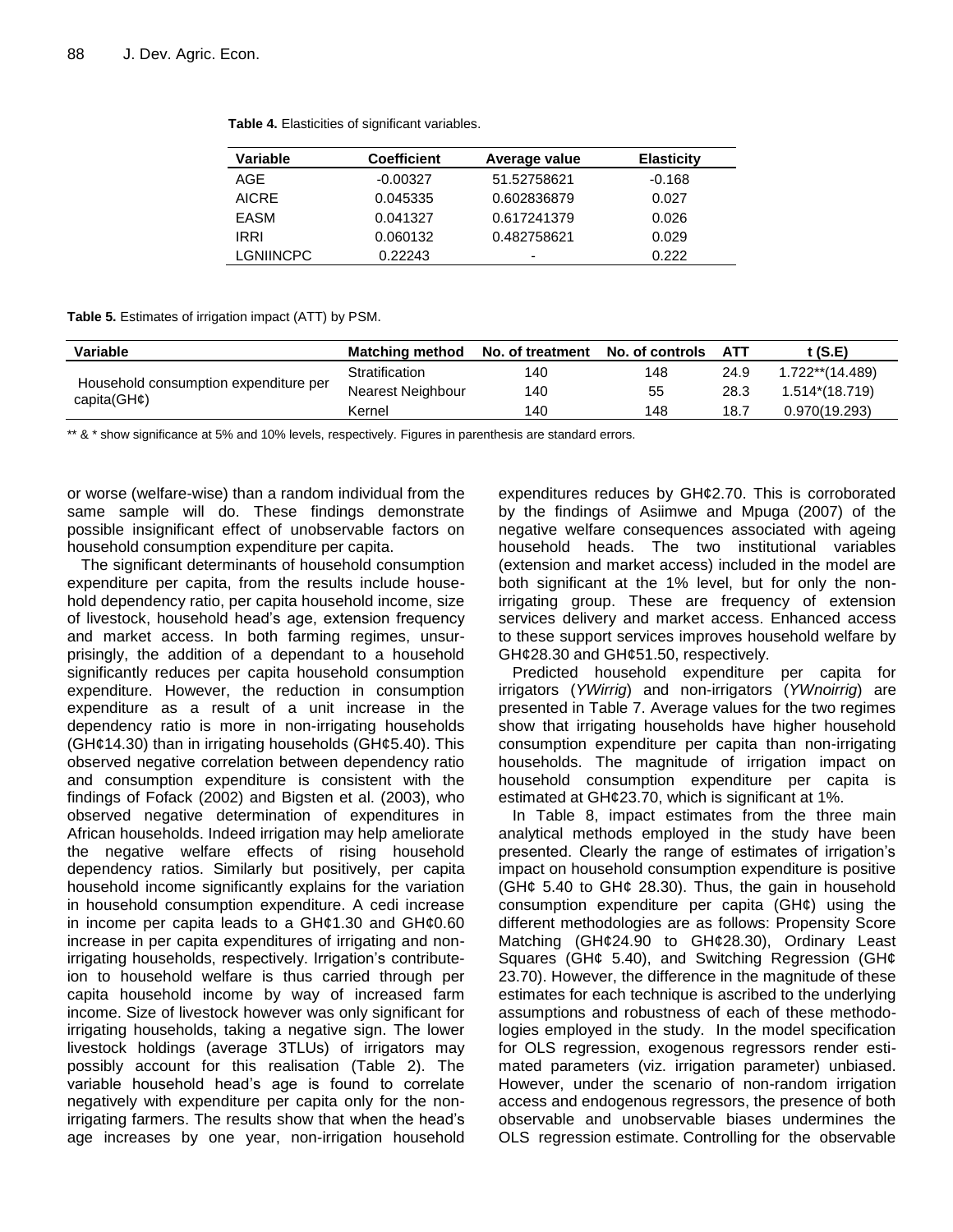**Table 4.** Elasticities of significant variables.

| Variable | Coefficient | Average value | Elasticity |
|---|---|---|---|
| AGE | -0.00327 | 51.52758621 | -0.168 |
| AICRE | 0.045335 | 0.602836879 | 0.027 |
| EASM | 0.041327 | 0.617241379 | 0.026 |
| IRRI | 0.060132 | 0.482758621 | 0.029 |
| LGNIINCPC | 0.22243 | - | 0.222 |

**Table 5.** Estimates of irrigation impact (ATT) by PSM.

| Variable | Matching method | No. of treatment | No. of controls | ATT | t (S.E) |
|---|---|---|---|---|---|
| Household consumption expenditure per capita(GH¢) | Stratification | 140 | 148 | 24.9 | 1.722**(14.489) |
| | Nearest Neighbour | 140 | 55 | 28.3 | 1.514*(18.719) |
| | Kernel | 140 | 148 | 18.7 | 0.970(19.293) |

** & * show significance at 5% and 10% levels, respectively. Figures in parenthesis are standard errors.

or worse (welfare-wise) than a random individual from the same sample will do. These findings demonstrate possible insignificant effect of unobservable factors on household consumption expenditure per capita.

The significant determinants of household consumption expenditure per capita, from the results include household dependency ratio, per capita household income, size of livestock, household head's age, extension frequency and market access. In both farming regimes, unsurprisingly, the addition of a dependant to a household significantly reduces per capita household consumption expenditure. However, the reduction in consumption expenditure as a result of a unit increase in the dependency ratio is more in non-irrigating households (GH¢14.30) than in irrigating households (GH¢5.40). This observed negative correlation between dependency ratio and consumption expenditure is consistent with the findings of Fofack (2002) and Bigsten et al. (2003), who observed negative determination of expenditures in African households. Indeed irrigation may help ameliorate the negative welfare effects of rising household dependency ratios. Similarly but positively, per capita household income significantly explains for the variation in household consumption expenditure. A cedi increase in income per capita leads to a GH¢1.30 and GH¢0.60 increase in per capita expenditures of irrigating and non-irrigating households, respectively. Irrigation's contributeion to household welfare is thus carried through per capita household income by way of increased farm income. Size of livestock however was only significant for irrigating households, taking a negative sign. The lower livestock holdings (average 3TLUs) of irrigators may possibly account for this realisation (Table 2). The variable household head's age is found to correlate negatively with expenditure per capita only for the non-irrigating farmers. The results show that when the head's age increases by one year, non-irrigation household expenditures reduces by GH¢2.70. This is corroborated by the findings of Asiimwe and Mpuga (2007) of the negative welfare consequences associated with ageing household heads. The two institutional variables (extension and market access) included in the model are both significant at the 1% level, but for only the non-irrigating group. These are frequency of extension services delivery and market access. Enhanced access to these support services improves household welfare by GH¢28.30 and GH¢51.50, respectively.

Predicted household expenditure per capita for irrigators (*YWirrig*) and non-irrigators (*YWnoirrig*) are presented in Table 7. Average values for the two regimes show that irrigating households have higher household consumption expenditure per capita than non-irrigating households. The magnitude of irrigation impact on household consumption expenditure per capita is estimated at GH¢23.70, which is significant at 1%.

In Table 8, impact estimates from the three main analytical methods employed in the study have been presented. Clearly the range of estimates of irrigation's impact on household consumption expenditure is positive (GH¢ 5.40 to GH¢ 28.30). Thus, the gain in household consumption expenditure per capita (GH¢) using the different methodologies are as follows: Propensity Score Matching (GH¢24.90 to GH¢28.30), Ordinary Least Squares (GH¢ 5.40), and Switching Regression (GH¢ 23.70). However, the difference in the magnitude of these estimates for each technique is ascribed to the underlying assumptions and robustness of each of these methodologies employed in the study. In the model specification for OLS regression, exogenous regressors render estimated parameters (viz. irrigation parameter) unbiased. However, under the scenario of non-random irrigation access and endogenous regressors, the presence of both observable and unobservable biases undermines the OLS regression estimate. Controlling for the observable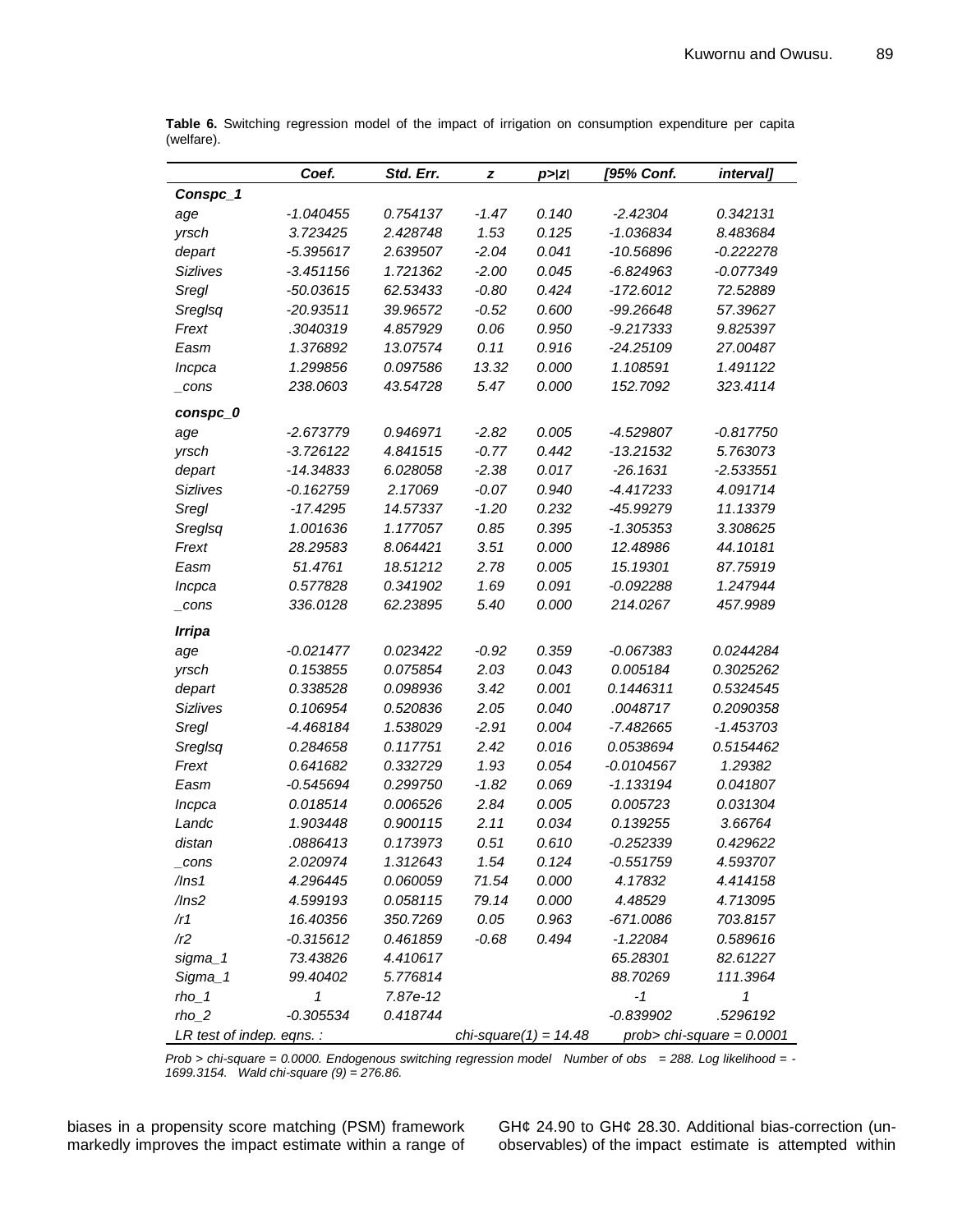**Table 6.** Switching regression model of the impact of irrigation on consumption expenditure per capita (welfare).

| | Coef. | Std. Err. | z | p>\|z\| | [95% Conf. | interval] |
|---|---|---|---|---|---|---|
| **Conspc_1** | | | | | | |
| age | -1.040455 | 0.754137 | -1.47 | 0.140 | -2.42304 | 0.342131 |
| yrsch | 3.723425 | 2.428748 | 1.53 | 0.125 | -1.036834 | 8.483684 |
| depart | -5.395617 | 2.639507 | -2.04 | 0.041 | -10.56896 | -0.222278 |
| Sizlives | -3.451156 | 1.721362 | -2.00 | 0.045 | -6.824963 | -0.077349 |
| Sregl | -50.03615 | 62.53433 | -0.80 | 0.424 | -172.6012 | 72.52889 |
| Sreglsq | -20.93511 | 39.96572 | -0.52 | 0.600 | -99.26648 | 57.39627 |
| Frext | .3040319 | 4.857929 | 0.06 | 0.950 | -9.217333 | 9.825397 |
| Easm | 1.376892 | 13.07574 | 0.11 | 0.916 | -24.25109 | 27.00487 |
| Incpca | 1.299856 | 0.097586 | 13.32 | 0.000 | 1.108591 | 1.491122 |
| _cons | 238.0603 | 43.54728 | 5.47 | 0.000 | 152.7092 | 323.4114 |
| **conspc_0** | | | | | | |
| age | -2.673779 | 0.946971 | -2.82 | 0.005 | -4.529807 | -0.817750 |
| yrsch | -3.726122 | 4.841515 | -0.77 | 0.442 | -13.21532 | 5.763073 |
| depart | -14.34833 | 6.028058 | -2.38 | 0.017 | -26.1631 | -2.533551 |
| Sizlives | -0.162759 | 2.17069 | -0.07 | 0.940 | -4.417233 | 4.091714 |
| Sregl | -17.4295 | 14.57337 | -1.20 | 0.232 | -45.99279 | 11.13379 |
| Sreglsq | 1.001636 | 1.177057 | 0.85 | 0.395 | -1.305353 | 3.308625 |
| Frext | 28.29583 | 8.064421 | 3.51 | 0.000 | 12.48986 | 44.10181 |
| Easm | 51.4761 | 18.51212 | 2.78 | 0.005 | 15.19301 | 87.75919 |
| Incpca | 0.577828 | 0.341902 | 1.69 | 0.091 | -0.092288 | 1.247944 |
| _cons | 336.0128 | 62.23895 | 5.40 | 0.000 | 214.0267 | 457.9989 |
| **Irripa** | | | | | | |
| age | -0.021477 | 0.023422 | -0.92 | 0.359 | -0.067383 | 0.0244284 |
| yrsch | 0.153855 | 0.075854 | 2.03 | 0.043 | 0.005184 | 0.3025262 |
| depart | 0.338528 | 0.098936 | 3.42 | 0.001 | 0.1446311 | 0.5324545 |
| Sizlives | 0.106954 | 0.520836 | 2.05 | 0.040 | .0048717 | 0.2090358 |
| Sregl | -4.468184 | 1.538029 | -2.91 | 0.004 | -7.482665 | -1.453703 |
| Sreglsq | 0.284658 | 0.117751 | 2.42 | 0.016 | 0.0538694 | 0.5154462 |
| Frext | 0.641682 | 0.332729 | 1.93 | 0.054 | -0.0104567 | 1.29382 |
| Easm | -0.545694 | 0.299750 | -1.82 | 0.069 | -1.133194 | 0.041807 |
| Incpca | 0.018514 | 0.006526 | 2.84 | 0.005 | 0.005723 | 0.031304 |
| Landc | 1.903448 | 0.900115 | 2.11 | 0.034 | 0.139255 | 3.66764 |
| distan | .0886413 | 0.173973 | 0.51 | 0.610 | -0.252339 | 0.429622 |
| _cons | 2.020974 | 1.312643 | 1.54 | 0.124 | -0.551759 | 4.593707 |
| /lns1 | 4.296445 | 0.060059 | 71.54 | 0.000 | 4.17832 | 4.414158 |
| /lns2 | 4.599193 | 0.058115 | 79.14 | 0.000 | 4.48529 | 4.713095 |
| /r1 | 16.40356 | 350.7269 | 0.05 | 0.963 | -671.0086 | 703.8157 |
| /r2 | -0.315612 | 0.461859 | -0.68 | 0.494 | -1.22084 | 0.589616 |
| sigma_1 | 73.43826 | 4.410617 | | | 65.28301 | 82.61227 |
| Sigma_1 | 99.40402 | 5.776814 | | | 88.70269 | 111.3964 |
| rho_1 | 1 | 7.87e-12 | | | -1 | 1 |
| rho_2 | -0.305534 | 0.418744 | | | -0.839902 | .5296192 |
| LR test of indep. eqns. : | | | chi-square(1) = 14.48 | | prob> chi-square = 0.0001 | |

*Prob > chi-square = 0.0000. Endogenous switching regression model Number of obs = 288. Log likelihood = -1699.3154. Wald chi-square (9) = 276.86.*

biases in a propensity score matching (PSM) framework markedly improves the impact estimate within a range of GH¢ 24.90 to GH¢ 28.30. Additional bias-correction (unobservables) of the impact estimate is attempted within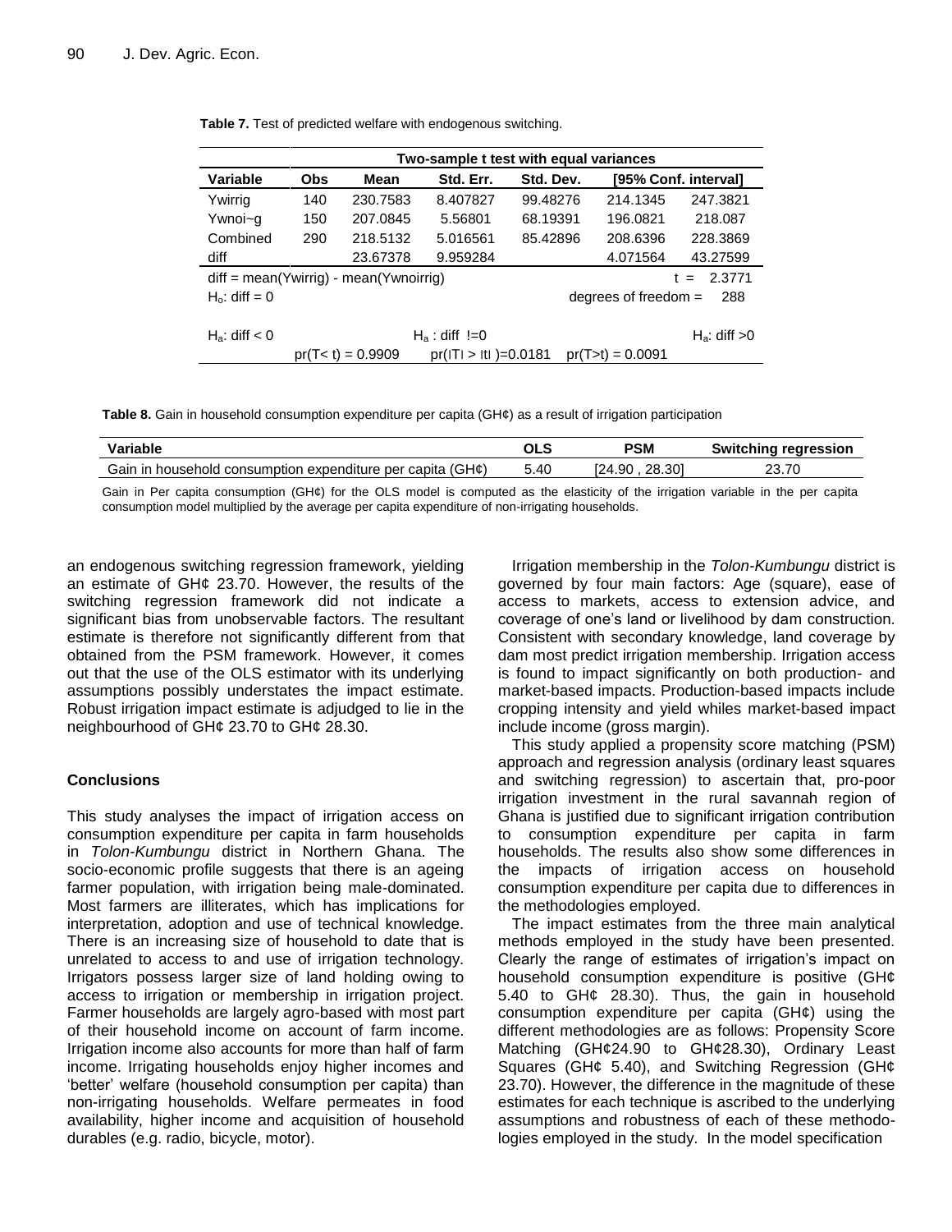**Table 7.** Test of predicted welfare with endogenous switching.

| | Two-sample t test with equal variances | | | | | |
|---|---|---|---|---|---|---|
| Variable | Obs | Mean | Std. Err. | Std. Dev. | [95% Conf. interval] | |
| Ywirrig | 140 | 230.7583 | 8.407827 | 99.48276 | 214.1345 | 247.3821 |
| Ywnoi~g | 150 | 207.0845 | 5.56801 | 68.19391 | 196.0821 | 218.087 |
| Combined | 290 | 218.5132 | 5.016561 | 85.42896 | 208.6396 | 228.3869 |
| diff | | 23.67378 | 9.959284 | | 4.071564 | 43.27599 |
| diff = mean(Ywirrig) - mean(Ywnoirrig) | | | | | t = | 2.3771 |
| $H_o$: diff = 0 | | | | | degrees of freedom = | 288 |
| $H_a$: diff < 0 | | | $H_a$ : diff != 0 | | | $H_a$: diff > 0 |
| | pr(T< t) = 0.9909 | | pr(\|T\| > \|t\| )=0.0181 | | pr(T>t) = 0.0091 | |

**Table 8.** Gain in household consumption expenditure per capita (GH¢) as a result of irrigation participation

| Variable | OLS | PSM | Switching regression |
|---|---|---|---|
| Gain in household consumption expenditure per capita (GH¢) | 5.40 | [24.90 , 28.30] | 23.70 |

Gain in Per capita consumption (GH¢) for the OLS model is computed as the elasticity of the irrigation variable in the per capita consumption model multiplied by the average per capita expenditure of non-irrigating households.

an endogenous switching regression framework, yielding an estimate of GH¢ 23.70. However, the results of the switching regression framework did not indicate a significant bias from unobservable factors. The resultant estimate is therefore not significantly different from that obtained from the PSM framework. However, it comes out that the use of the OLS estimator with its underlying assumptions possibly understates the impact estimate. Robust irrigation impact estimate is adjudged to lie in the neighbourhood of GH¢ 23.70 to GH¢ 28.30.

## Conclusions

This study analyses the impact of irrigation access on consumption expenditure per capita in farm households in *Tolon-Kumbungu* district in Northern Ghana. The socio-economic profile suggests that there is an ageing farmer population, with irrigation being male-dominated. Most farmers are illiterates, which has implications for interpretation, adoption and use of technical knowledge. There is an increasing size of household to date that is unrelated to access to and use of irrigation technology. Irrigators possess larger size of land holding owing to access to irrigation or membership in irrigation project. Farmer households are largely agro-based with most part of their household income on account of farm income. Irrigation income also accounts for more than half of farm income. Irrigating households enjoy higher incomes and 'better' welfare (household consumption per capita) than non-irrigating households. Welfare permeates in food availability, higher income and acquisition of household durables (e.g. radio, bicycle, motor).

Irrigation membership in the *Tolon-Kumbungu* district is governed by four main factors: Age (square), ease of access to markets, access to extension advice, and coverage of one's land or livelihood by dam construction. Consistent with secondary knowledge, land coverage by dam most predict irrigation membership. Irrigation access is found to impact significantly on both production- and market-based impacts. Production-based impacts include cropping intensity and yield whiles market-based impact include income (gross margin).

This study applied a propensity score matching (PSM) approach and regression analysis (ordinary least squares and switching regression) to ascertain that, pro-poor irrigation investment in the rural savannah region of Ghana is justified due to significant irrigation contribution to consumption expenditure per capita in farm households. The results also show some differences in the impacts of irrigation access on household consumption expenditure per capita due to differences in the methodologies employed.

The impact estimates from the three main analytical methods employed in the study have been presented. Clearly the range of estimates of irrigation's impact on household consumption expenditure is positive (GH¢ 5.40 to GH¢ 28.30). Thus, the gain in household consumption expenditure per capita (GH¢) using the different methodologies are as follows: Propensity Score Matching (GH¢24.90 to GH¢28.30), Ordinary Least Squares (GH¢ 5.40), and Switching Regression (GH¢ 23.70). However, the difference in the magnitude of these estimates for each technique is ascribed to the underlying assumptions and robustness of each of these methodologies employed in the study. In the model specification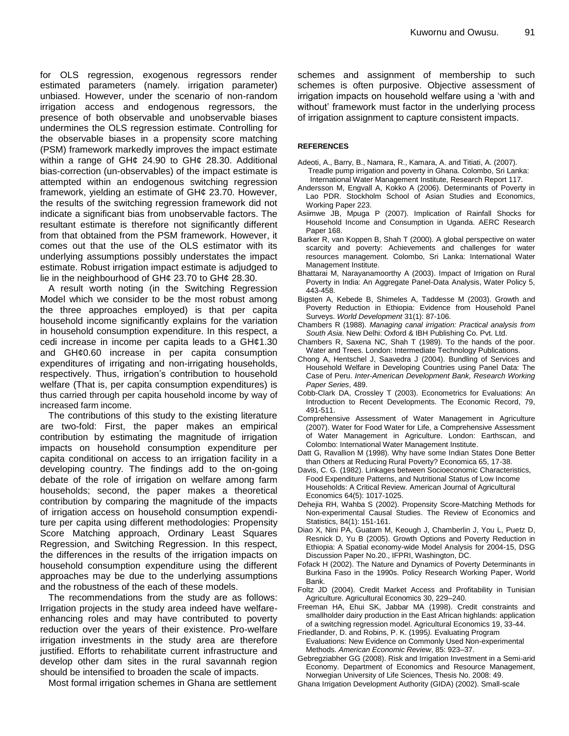for OLS regression, exogenous regressors render estimated parameters (namely. irrigation parameter) unbiased. However, under the scenario of non-random irrigation access and endogenous regressors, the presence of both observable and unobservable biases undermines the OLS regression estimate. Controlling for the observable biases in a propensity score matching (PSM) framework markedly improves the impact estimate within a range of GH¢ 24.90 to GH¢ 28.30. Additional bias-correction (un-observables) of the impact estimate is attempted within an endogenous switching regression framework, yielding an estimate of GH¢ 23.70. However, the results of the switching regression framework did not indicate a significant bias from unobservable factors. The resultant estimate is therefore not significantly different from that obtained from the PSM framework. However, it comes out that the use of the OLS estimator with its underlying assumptions possibly understates the impact estimate. Robust irrigation impact estimate is adjudged to lie in the neighbourhood of GH¢ 23.70 to GH¢ 28.30.

A result worth noting (in the Switching Regression Model which we consider to be the most robust among the three approaches employed) is that per capita household income significantly explains for the variation in household consumption expenditure. In this respect, a cedi increase in income per capita leads to a GH¢1.30 and GH¢0.60 increase in per capita consumption expenditures of irrigating and non-irrigating households, respectively. Thus, irrigation's contribution to household welfare (That is, per capita consumption expenditures) is thus carried through per capita household income by way of increased farm income.

The contributions of this study to the existing literature are two-fold: First, the paper makes an empirical contribution by estimating the magnitude of irrigation impacts on household consumption expenditure per capita conditional on access to an irrigation facility in a developing country. The findings add to the on-going debate of the role of irrigation on welfare among farm households; second, the paper makes a theoretical contribution by comparing the magnitude of the impacts of irrigation access on household consumption expenditure per capita using different methodologies: Propensity Score Matching approach, Ordinary Least Squares Regression, and Switching Regression. In this respect, the differences in the results of the irrigation impacts on household consumption expenditure using the different approaches may be due to the underlying assumptions and the robustness of the each of these models.

The recommendations from the study are as follows: Irrigation projects in the study area indeed have welfare-enhancing roles and may have contributed to poverty reduction over the years of their existence. Pro-welfare irrigation investments in the study area are therefore justified. Efforts to rehabilitate current infrastructure and develop other dam sites in the rural savannah region should be intensified to broaden the scale of impacts.

Most formal irrigation schemes in Ghana are settlement schemes and assignment of membership to such schemes is often purposive. Objective assessment of irrigation impacts on household welfare using a 'with and without' framework must factor in the underlying process of irrigation assignment to capture consistent impacts.

## REFERENCES

Adeoti, A., Barry, B., Namara, R., Kamara, A. and Titiati, A. (2007). Treadle pump irrigation and poverty in Ghana. Colombo, Sri Lanka: International Water Management Institute, Research Report 117.

Andersson M, Engvall A, Kokko A (2006). Determinants of Poverty in Lao PDR. Stockholm School of Asian Studies and Economics, Working Paper 223.

Asiimwe JB, Mpuga P (2007). Implication of Rainfall Shocks for Household Income and Consumption in Uganda. AERC Research Paper 168.

Barker R, van Koppen B, Shah T (2000). A global perspective on water scarcity and poverty: Achievements and challenges for water resources management. Colombo, Sri Lanka: International Water Management Institute.

Bhattarai M, Narayanamoorthy A (2003). Impact of Irrigation on Rural Poverty in India: An Aggregate Panel-Data Analysis, Water Policy 5, 443-458.

Bigsten A, Kebede B, Shimeles A, Taddesse M (2003). Growth and Poverty Reduction in Ethiopia: Evidence from Household Panel Surveys. *World Development* 31(1): 87-106.

Chambers R (1988). *Managing canal irrigation: Practical analysis from South Asia*. New Delhi: Oxford & IBH Publishing Co. Pvt. Ltd.

Chambers R, Saxena NC, Shah T (1989). To the hands of the poor. Water and Trees. London: Intermediate Technology Publications.

Chong A, Hentschel J, Saavedra J (2004). Bundling of Services and Household Welfare in Developing Countries using Panel Data: The Case of Peru. *Inter-American Development Bank, Research Working Paper Series*, 489.

Cobb-Clark DA, Crossley T (2003). Econometrics for Evaluations: An Introduction to Recent Developments. The Economic Record, 79, 491-511.

Comprehensive Assessment of Water Management in Agriculture (2007). Water for Food Water for Life, a Comprehensive Assessment of Water Management in Agriculture. London: Earthscan, and Colombo: International Water Management Institute.

Datt G, Ravallion M (1998). Why have some Indian States Done Better than Others at Reducing Rural Poverty? Economica 65, 17-38.

Davis, C. G. (1982). Linkages between Socioeconomic Characteristics, Food Expenditure Patterns, and Nutritional Status of Low Income Households: A Critical Review. American Journal of Agricultural Economics 64(5): 1017-1025.

Dehejia RH, Wahba S (2002). Propensity Score-Matching Methods for Non-experimental Causal Studies. The Review of Economics and Statistics, 84(1): 151-161.

Diao X, Nini PA, Guatam M, Keough J, Chamberlin J, You L, Puetz D, Resnick D, Yu B (2005). Growth Options and Poverty Reduction in Ethiopia: A Spatial economy-wide Model Analysis for 2004-15, DSG Discussion Paper No.20., IFPRI, Washington, DC.

Fofack H (2002). The Nature and Dynamics of Poverty Determinants in Burkina Faso in the 1990s. Policy Research Working Paper, World Bank.

Foltz JD (2004). Credit Market Access and Profitability in Tunisian Agriculture. Agricultural Economics 30, 229–240.

Freeman HA, Ehui SK, Jabbar MA (1998). Credit constraints and smallholder dairy production in the East African highlands: application of a switching regression model. Agricultural Economics 19, 33-44.

Friedlander, D. and Robins, P. K. (1995*).* Evaluating Program Evaluations: New Evidence on Commonly Used Non-experimental Methods. *American Economic Review*, 85: 923–37.

Gebregziabher GG (2008). Risk and Irrigation Investment in a Semi-arid Economy. Department of Economics and Resource Management, Norwegian University of Life Sciences, Thesis No. 2008: 49.

Ghana Irrigation Development Authority (GIDA) (2002). Small-scale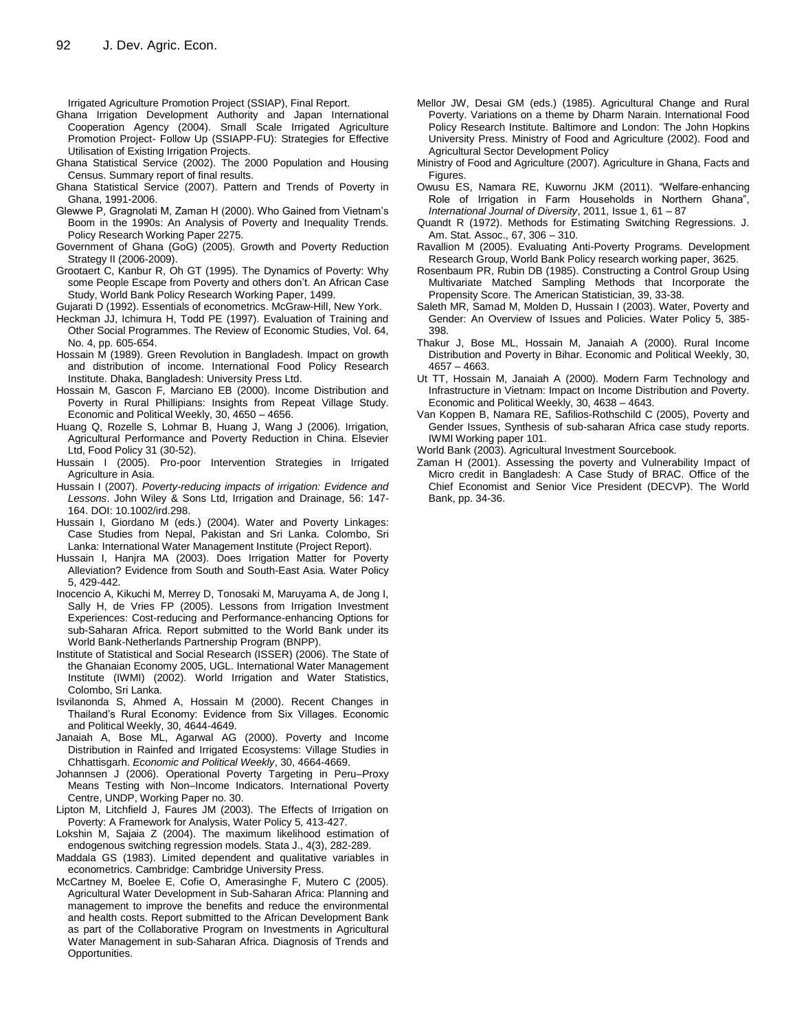Irrigated Agriculture Promotion Project (SSIAP), Final Report.

Ghana Irrigation Development Authority and Japan International Cooperation Agency (2004). Small Scale Irrigated Agriculture Promotion Project- Follow Up (SSIAPP-FU): Strategies for Effective Utilisation of Existing Irrigation Projects.

Ghana Statistical Service (2002). The 2000 Population and Housing Census. Summary report of final results.

Ghana Statistical Service (2007). Pattern and Trends of Poverty in Ghana, 1991-2006.

Glewwe P, Gragnolati M, Zaman H (2000). Who Gained from Vietnam's Boom in the 1990s: An Analysis of Poverty and Inequality Trends. Policy Research Working Paper 2275.

Government of Ghana (GoG) (2005). Growth and Poverty Reduction Strategy II (2006-2009).

Grootaert C, Kanbur R, Oh GT (1995). The Dynamics of Poverty: Why some People Escape from Poverty and others don't. An African Case Study, World Bank Policy Research Working Paper, 1499.

Gujarati D (1992). Essentials of econometrics. McGraw-Hill, New York.

Heckman JJ, Ichimura H, Todd PE (1997). Evaluation of Training and Other Social Programmes. The Review of Economic Studies, Vol. 64, No. 4, pp. 605-654.

Hossain M (1989). Green Revolution in Bangladesh. Impact on growth and distribution of income. International Food Policy Research Institute. Dhaka, Bangladesh: University Press Ltd.

Hossain M, Gascon F, Marciano EB (2000). Income Distribution and Poverty in Rural Phillipians: Insights from Repeat Village Study. Economic and Political Weekly, 30, 4650 – 4656.

Huang Q, Rozelle S, Lohmar B, Huang J, Wang J (2006). Irrigation, Agricultural Performance and Poverty Reduction in China. Elsevier Ltd, Food Policy 31 (30-52).

Hussain I (2005). Pro-poor Intervention Strategies in Irrigated Agriculture in Asia.

Hussain I (2007). *Poverty-reducing impacts of irrigation: Evidence and Lessons*. John Wiley & Sons Ltd, Irrigation and Drainage, 56: 147-164. DOI: 10.1002/ird.298.

Hussain I, Giordano M (eds.) (2004). Water and Poverty Linkages: Case Studies from Nepal, Pakistan and Sri Lanka. Colombo, Sri Lanka: International Water Management Institute (Project Report).

Hussain I, Hanjra MA (2003). Does Irrigation Matter for Poverty Alleviation? Evidence from South and South-East Asia. Water Policy 5, 429-442.

Inocencio A, Kikuchi M, Merrey D, Tonosaki M, Maruyama A, de Jong I, Sally H, de Vries FP (2005). Lessons from Irrigation Investment Experiences: Cost-reducing and Performance-enhancing Options for sub-Saharan Africa. Report submitted to the World Bank under its World Bank-Netherlands Partnership Program (BNPP).

Institute of Statistical and Social Research (ISSER) (2006). The State of the Ghanaian Economy 2005, UGL. International Water Management Institute (IWMI) (2002). World Irrigation and Water Statistics, Colombo, Sri Lanka.

Isvilanonda S, Ahmed A, Hossain M (2000). Recent Changes in Thailand's Rural Economy: Evidence from Six Villages. Economic and Political Weekly, 30, 4644-4649.

Janaiah A, Bose ML, Agarwal AG (2000). Poverty and Income Distribution in Rainfed and Irrigated Ecosystems: Village Studies in Chhattisgarh. *Economic and Political Weekly*, 30, 4664-4669.

Johannsen J (2006). Operational Poverty Targeting in Peru–Proxy Means Testing with Non–Income Indicators. International Poverty Centre, UNDP, Working Paper no. 30.

Lipton M, Litchfield J, Faures JM (2003). The Effects of Irrigation on Poverty: A Framework for Analysis, Water Policy 5, 413-427.

Lokshin M, Sajaia Z (2004). The maximum likelihood estimation of endogenous switching regression models. Stata J., 4(3), 282-289.

Maddala GS (1983). Limited dependent and qualitative variables in econometrics. Cambridge: Cambridge University Press.

McCartney M, Boelee E, Cofie O, Amerasinghe F, Mutero C (2005). Agricultural Water Development in Sub-Saharan Africa: Planning and management to improve the benefits and reduce the environmental and health costs. Report submitted to the African Development Bank as part of the Collaborative Program on Investments in Agricultural Water Management in sub-Saharan Africa. Diagnosis of Trends and Opportunities.

Mellor JW, Desai GM (eds.) (1985). Agricultural Change and Rural Poverty. Variations on a theme by Dharm Narain. International Food Policy Research Institute. Baltimore and London: The John Hopkins University Press. Ministry of Food and Agriculture (2002). Food and Agricultural Sector Development Policy

Ministry of Food and Agriculture (2007). Agriculture in Ghana, Facts and Figures.

Owusu ES, Namara RE, Kuwornu JKM (2011). "Welfare-enhancing Role of Irrigation in Farm Households in Northern Ghana", *International Journal of Diversity*, 2011, Issue 1, 61 – 87

Quandt R (1972). Methods for Estimating Switching Regressions. J. Am. Stat. Assoc., 67, 306 – 310.

Ravallion M (2005). Evaluating Anti-Poverty Programs. Development Research Group, World Bank Policy research working paper, 3625.

Rosenbaum PR, Rubin DB (1985). Constructing a Control Group Using Multivariate Matched Sampling Methods that Incorporate the Propensity Score. The American Statistician, 39, 33-38.

Saleth MR, Samad M, Molden D, Hussain I (2003). Water, Poverty and Gender: An Overview of Issues and Policies. Water Policy 5, 385-398.

Thakur J, Bose ML, Hossain M, Janaiah A (2000). Rural Income Distribution and Poverty in Bihar. Economic and Political Weekly, 30, 4657 – 4663.

Ut TT, Hossain M, Janaiah A (2000). Modern Farm Technology and Infrastructure in Vietnam: Impact on Income Distribution and Poverty. Economic and Political Weekly, 30, 4638 – 4643.

Van Koppen B, Namara RE, Safilios-Rothschild C (2005), Poverty and Gender Issues, Synthesis of sub-saharan Africa case study reports. IWMI Working paper 101.

World Bank (2003). Agricultural Investment Sourcebook.

Zaman H (2001). Assessing the poverty and Vulnerability Impact of Micro credit in Bangladesh: A Case Study of BRAC. Office of the Chief Economist and Senior Vice President (DECVP). The World Bank, pp. 34-36.